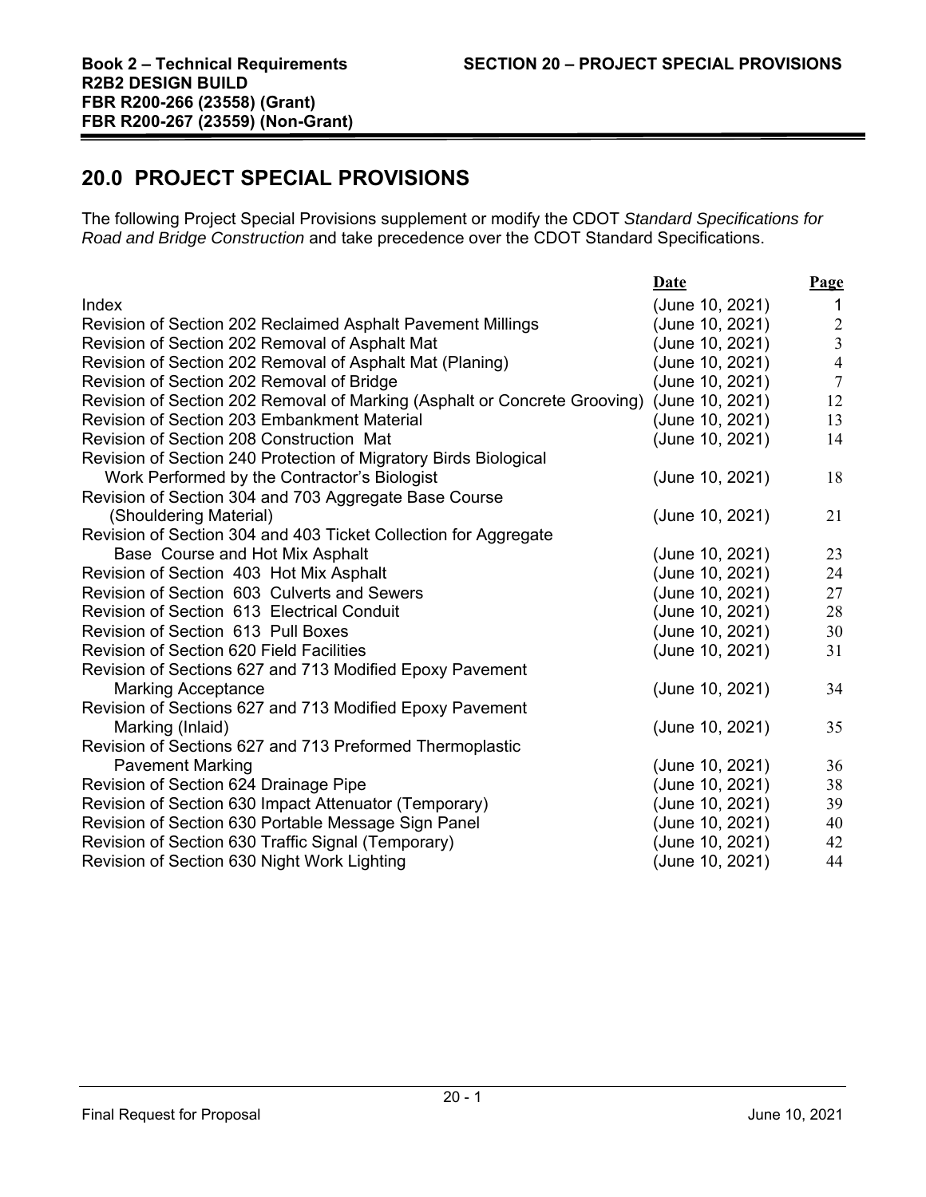# 20.0 PROJECT SPECIAL PROVISIONS

The following Project Special Provisions supplement or modify the CDOT *Standard Specifications for Road and Bridge Construction* and take precedence over the CDOT Standard Specifications.

| | **Date** | **Page** |
|---|---|---|
| Index | (June 10, 2021) | 1 |
| Revision of Section 202 Reclaimed Asphalt Pavement Millings | (June 10, 2021) | 2 |
| Revision of Section 202 Removal of Asphalt Mat | (June 10, 2021) | 3 |
| Revision of Section 202 Removal of Asphalt Mat (Planing) | (June 10, 2021) | 4 |
| Revision of Section 202 Removal of Bridge | (June 10, 2021) | 7 |
| Revision of Section 202 Removal of Marking (Asphalt or Concrete Grooving) | (June 10, 2021) | 12 |
| Revision of Section 203 Embankment Material | (June 10, 2021) | 13 |
| Revision of Section 208 Construction Mat | (June 10, 2021) | 14 |
| Revision of Section 240 Protection of Migratory Birds Biological Work Performed by the Contractor's Biologist | (June 10, 2021) | 18 |
| Revision of Section 304 and 703 Aggregate Base Course (Shouldering Material) | (June 10, 2021) | 21 |
| Revision of Section 304 and 403 Ticket Collection for Aggregate Base Course and Hot Mix Asphalt | (June 10, 2021) | 23 |
| Revision of Section 403 Hot Mix Asphalt | (June 10, 2021) | 24 |
| Revision of Section 603 Culverts and Sewers | (June 10, 2021) | 27 |
| Revision of Section 613 Electrical Conduit | (June 10, 2021) | 28 |
| Revision of Section 613 Pull Boxes | (June 10, 2021) | 30 |
| Revision of Section 620 Field Facilities | (June 10, 2021) | 31 |
| Revision of Sections 627 and 713 Modified Epoxy Pavement Marking Acceptance | (June 10, 2021) | 34 |
| Revision of Sections 627 and 713 Modified Epoxy Pavement Marking (Inlaid) | (June 10, 2021) | 35 |
| Revision of Sections 627 and 713 Preformed Thermoplastic Pavement Marking | (June 10, 2021) | 36 |
| Revision of Section 624 Drainage Pipe | (June 10, 2021) | 38 |
| Revision of Section 630 Impact Attenuator (Temporary) | (June 10, 2021) | 39 |
| Revision of Section 630 Portable Message Sign Panel | (June 10, 2021) | 40 |
| Revision of Section 630 Traffic Signal (Temporary) | (June 10, 2021) | 42 |
| Revision of Section 630 Night Work Lighting | (June 10, 2021) | 44 |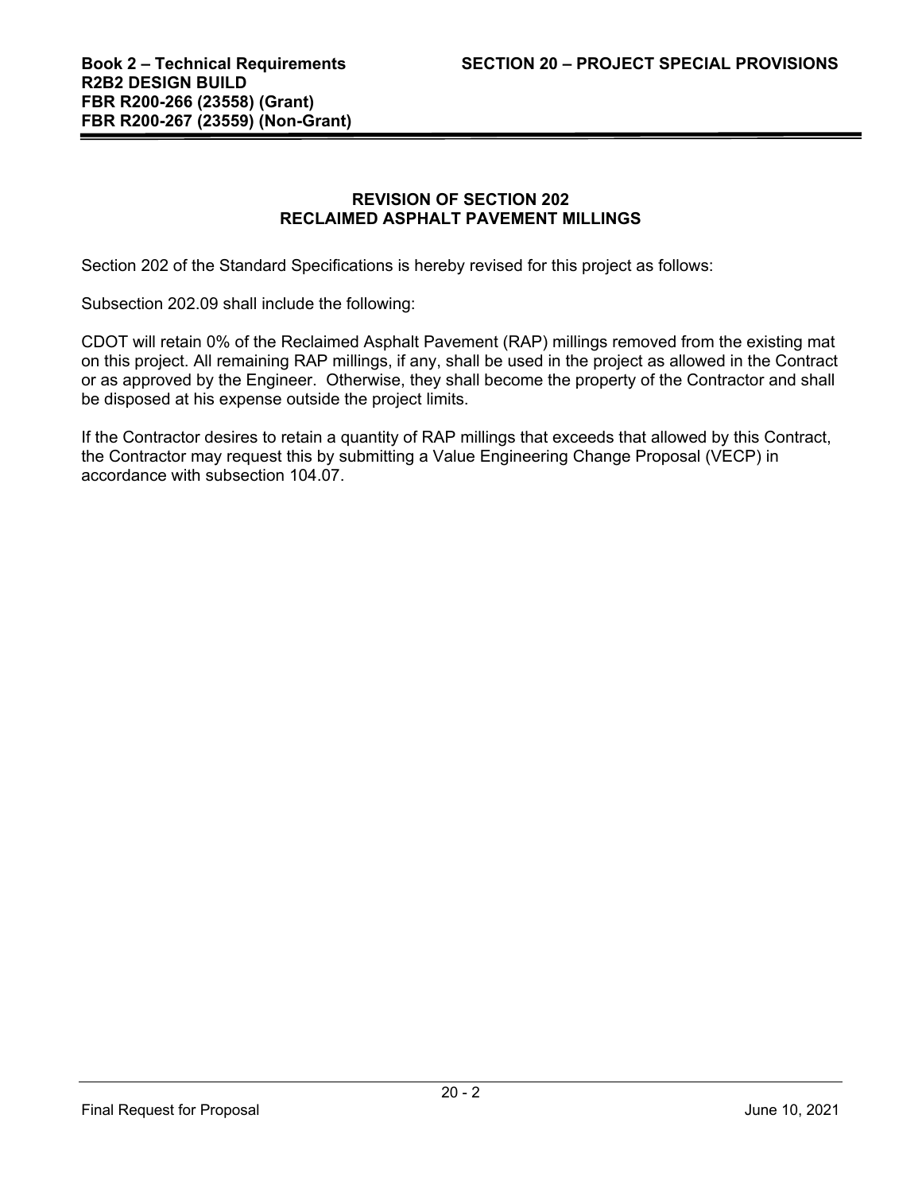## REVISION OF SECTION 202
## RECLAIMED ASPHALT PAVEMENT MILLINGS

Section 202 of the Standard Specifications is hereby revised for this project as follows:

Subsection 202.09 shall include the following:

CDOT will retain 0% of the Reclaimed Asphalt Pavement (RAP) millings removed from the existing mat on this project. All remaining RAP millings, if any, shall be used in the project as allowed in the Contract or as approved by the Engineer. Otherwise, they shall become the property of the Contractor and shall be disposed at his expense outside the project limits.

If the Contractor desires to retain a quantity of RAP millings that exceeds that allowed by this Contract, the Contractor may request this by submitting a Value Engineering Change Proposal (VECP) in accordance with subsection 104.07.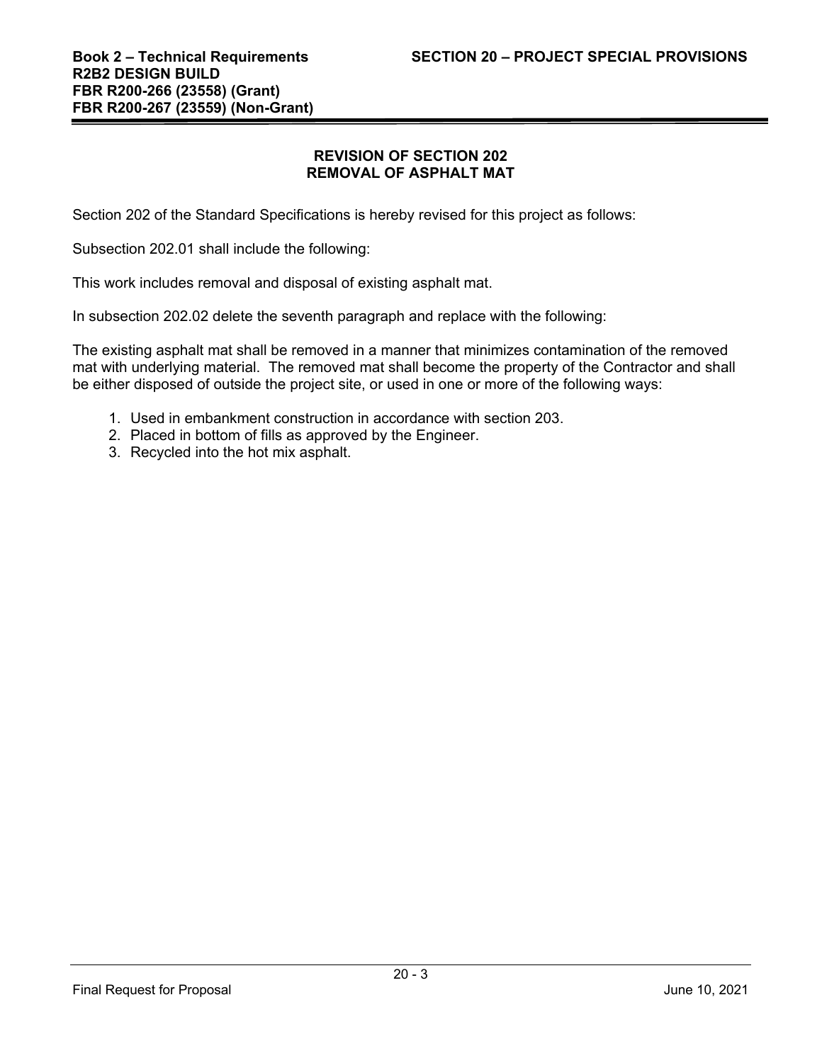## REVISION OF SECTION 202
## REMOVAL OF ASPHALT MAT

Section 202 of the Standard Specifications is hereby revised for this project as follows:

Subsection 202.01 shall include the following:

This work includes removal and disposal of existing asphalt mat.

In subsection 202.02 delete the seventh paragraph and replace with the following:

The existing asphalt mat shall be removed in a manner that minimizes contamination of the removed mat with underlying material. The removed mat shall become the property of the Contractor and shall be either disposed of outside the project site, or used in one or more of the following ways:

1. Used in embankment construction in accordance with section 203.
2. Placed in bottom of fills as approved by the Engineer.
3. Recycled into the hot mix asphalt.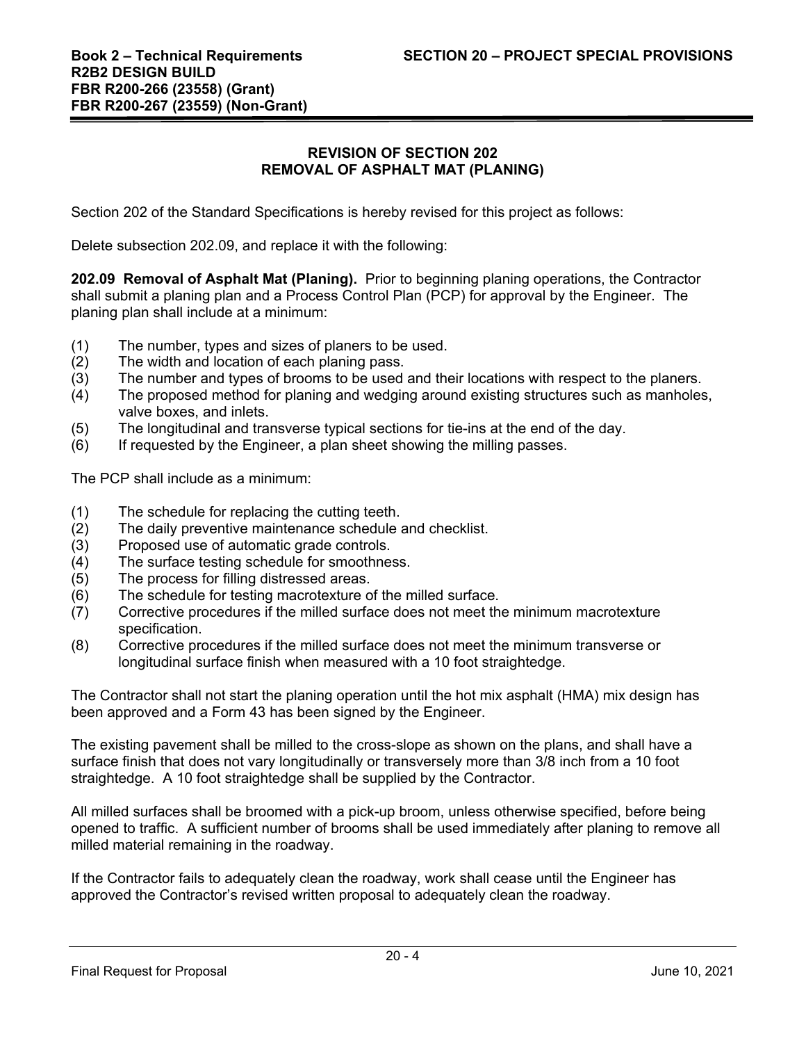## REVISION OF SECTION 202
## REMOVAL OF ASPHALT MAT (PLANING)

Section 202 of the Standard Specifications is hereby revised for this project as follows:

Delete subsection 202.09, and replace it with the following:

**202.09 Removal of Asphalt Mat (Planing).** Prior to beginning planing operations, the Contractor shall submit a planing plan and a Process Control Plan (PCP) for approval by the Engineer. The planing plan shall include at a minimum:

(1) The number, types and sizes of planers to be used.
(2) The width and location of each planing pass.
(3) The number and types of brooms to be used and their locations with respect to the planers.
(4) The proposed method for planing and wedging around existing structures such as manholes, valve boxes, and inlets.
(5) The longitudinal and transverse typical sections for tie-ins at the end of the day.
(6) If requested by the Engineer, a plan sheet showing the milling passes.

The PCP shall include as a minimum:

(1) The schedule for replacing the cutting teeth.
(2) The daily preventive maintenance schedule and checklist.
(3) Proposed use of automatic grade controls.
(4) The surface testing schedule for smoothness.
(5) The process for filling distressed areas.
(6) The schedule for testing macrotexture of the milled surface.
(7) Corrective procedures if the milled surface does not meet the minimum macrotexture specification.
(8) Corrective procedures if the milled surface does not meet the minimum transverse or longitudinal surface finish when measured with a 10 foot straightedge.

The Contractor shall not start the planing operation until the hot mix asphalt (HMA) mix design has been approved and a Form 43 has been signed by the Engineer.

The existing pavement shall be milled to the cross-slope as shown on the plans, and shall have a surface finish that does not vary longitudinally or transversely more than 3/8 inch from a 10 foot straightedge. A 10 foot straightedge shall be supplied by the Contractor.

All milled surfaces shall be broomed with a pick-up broom, unless otherwise specified, before being opened to traffic. A sufficient number of brooms shall be used immediately after planing to remove all milled material remaining in the roadway.

If the Contractor fails to adequately clean the roadway, work shall cease until the Engineer has approved the Contractor's revised written proposal to adequately clean the roadway.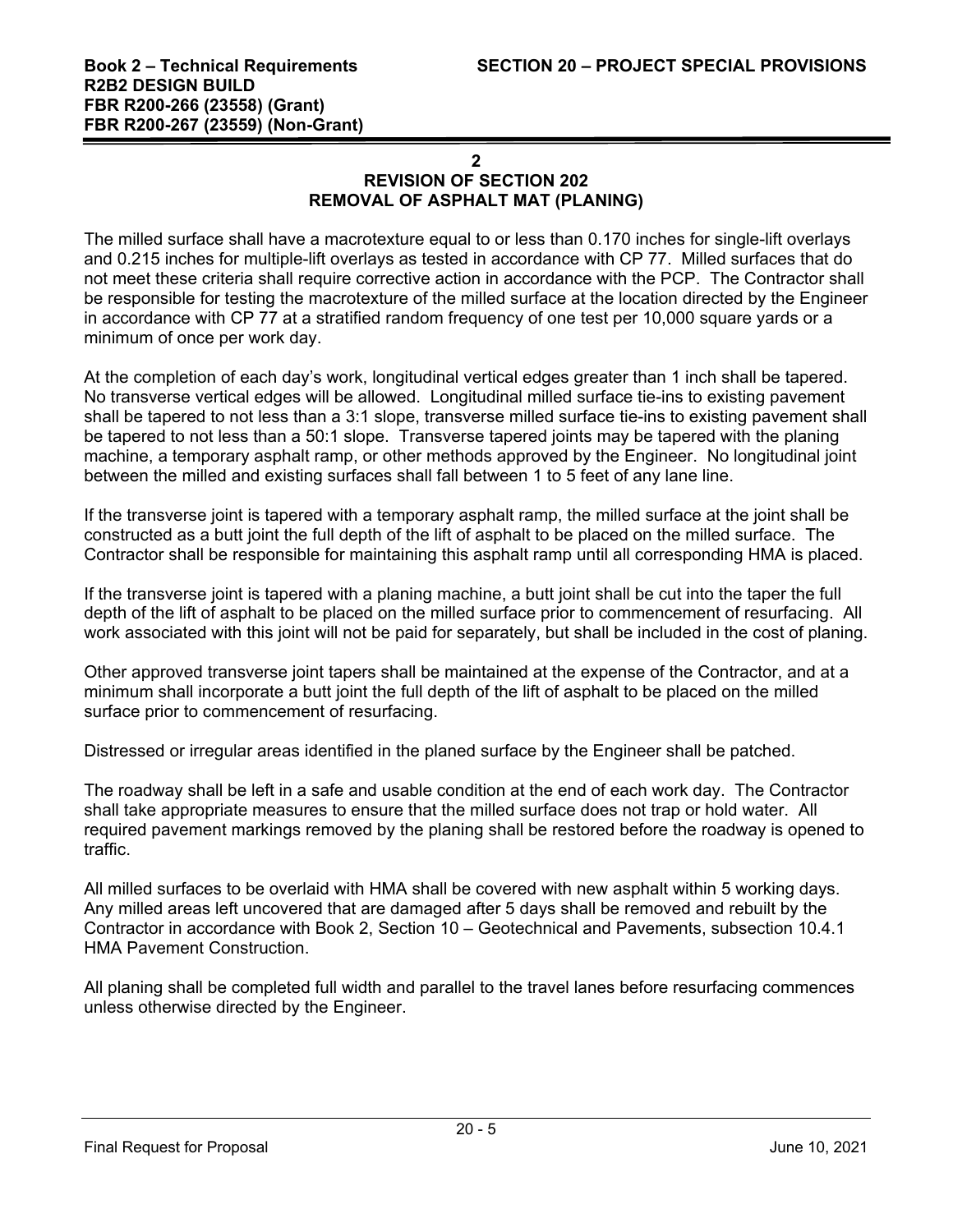## 2
## REVISION OF SECTION 202
## REMOVAL OF ASPHALT MAT (PLANING)

The milled surface shall have a macrotexture equal to or less than 0.170 inches for single-lift overlays and 0.215 inches for multiple-lift overlays as tested in accordance with CP 77. Milled surfaces that do not meet these criteria shall require corrective action in accordance with the PCP. The Contractor shall be responsible for testing the macrotexture of the milled surface at the location directed by the Engineer in accordance with CP 77 at a stratified random frequency of one test per 10,000 square yards or a minimum of once per work day.

At the completion of each day's work, longitudinal vertical edges greater than 1 inch shall be tapered. No transverse vertical edges will be allowed. Longitudinal milled surface tie-ins to existing pavement shall be tapered to not less than a 3:1 slope, transverse milled surface tie-ins to existing pavement shall be tapered to not less than a 50:1 slope. Transverse tapered joints may be tapered with the planing machine, a temporary asphalt ramp, or other methods approved by the Engineer. No longitudinal joint between the milled and existing surfaces shall fall between 1 to 5 feet of any lane line.

If the transverse joint is tapered with a temporary asphalt ramp, the milled surface at the joint shall be constructed as a butt joint the full depth of the lift of asphalt to be placed on the milled surface. The Contractor shall be responsible for maintaining this asphalt ramp until all corresponding HMA is placed.

If the transverse joint is tapered with a planing machine, a butt joint shall be cut into the taper the full depth of the lift of asphalt to be placed on the milled surface prior to commencement of resurfacing. All work associated with this joint will not be paid for separately, but shall be included in the cost of planing.

Other approved transverse joint tapers shall be maintained at the expense of the Contractor, and at a minimum shall incorporate a butt joint the full depth of the lift of asphalt to be placed on the milled surface prior to commencement of resurfacing.

Distressed or irregular areas identified in the planed surface by the Engineer shall be patched.

The roadway shall be left in a safe and usable condition at the end of each work day. The Contractor shall take appropriate measures to ensure that the milled surface does not trap or hold water. All required pavement markings removed by the planing shall be restored before the roadway is opened to traffic.

All milled surfaces to be overlaid with HMA shall be covered with new asphalt within 5 working days. Any milled areas left uncovered that are damaged after 5 days shall be removed and rebuilt by the Contractor in accordance with Book 2, Section 10 – Geotechnical and Pavements, subsection 10.4.1 HMA Pavement Construction.

All planing shall be completed full width and parallel to the travel lanes before resurfacing commences unless otherwise directed by the Engineer.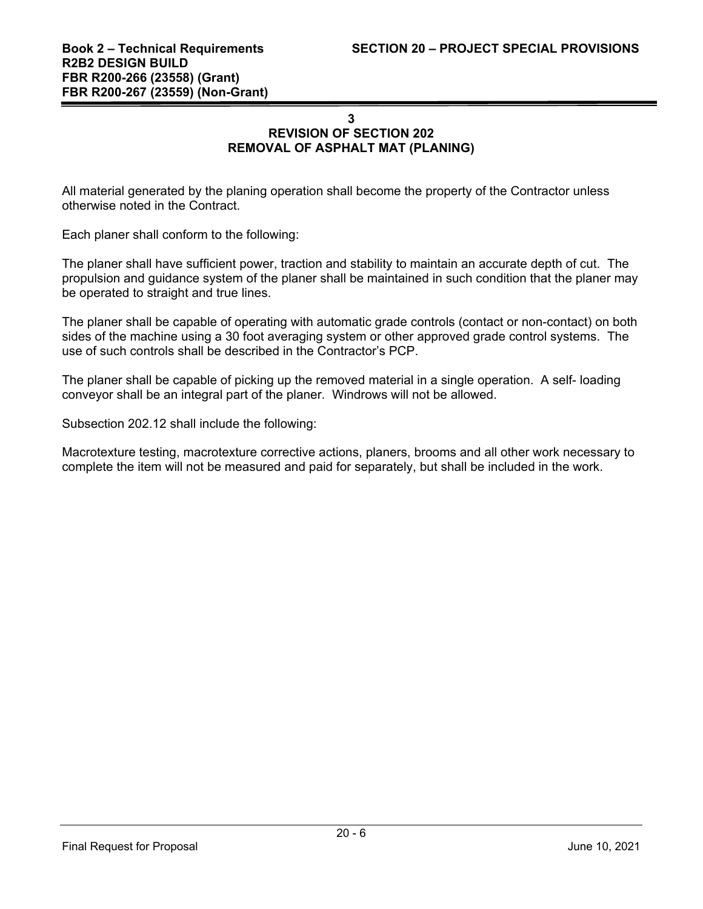## 3
## REVISION OF SECTION 202
## REMOVAL OF ASPHALT MAT (PLANING)

All material generated by the planing operation shall become the property of the Contractor unless otherwise noted in the Contract.

Each planer shall conform to the following:

The planer shall have sufficient power, traction and stability to maintain an accurate depth of cut. The propulsion and guidance system of the planer shall be maintained in such condition that the planer may be operated to straight and true lines.

The planer shall be capable of operating with automatic grade controls (contact or non-contact) on both sides of the machine using a 30 foot averaging system or other approved grade control systems. The use of such controls shall be described in the Contractor's PCP.

The planer shall be capable of picking up the removed material in a single operation. A self- loading conveyor shall be an integral part of the planer. Windrows will not be allowed.

Subsection 202.12 shall include the following:

Macrotexture testing, macrotexture corrective actions, planers, brooms and all other work necessary to complete the item will not be measured and paid for separately, but shall be included in the work.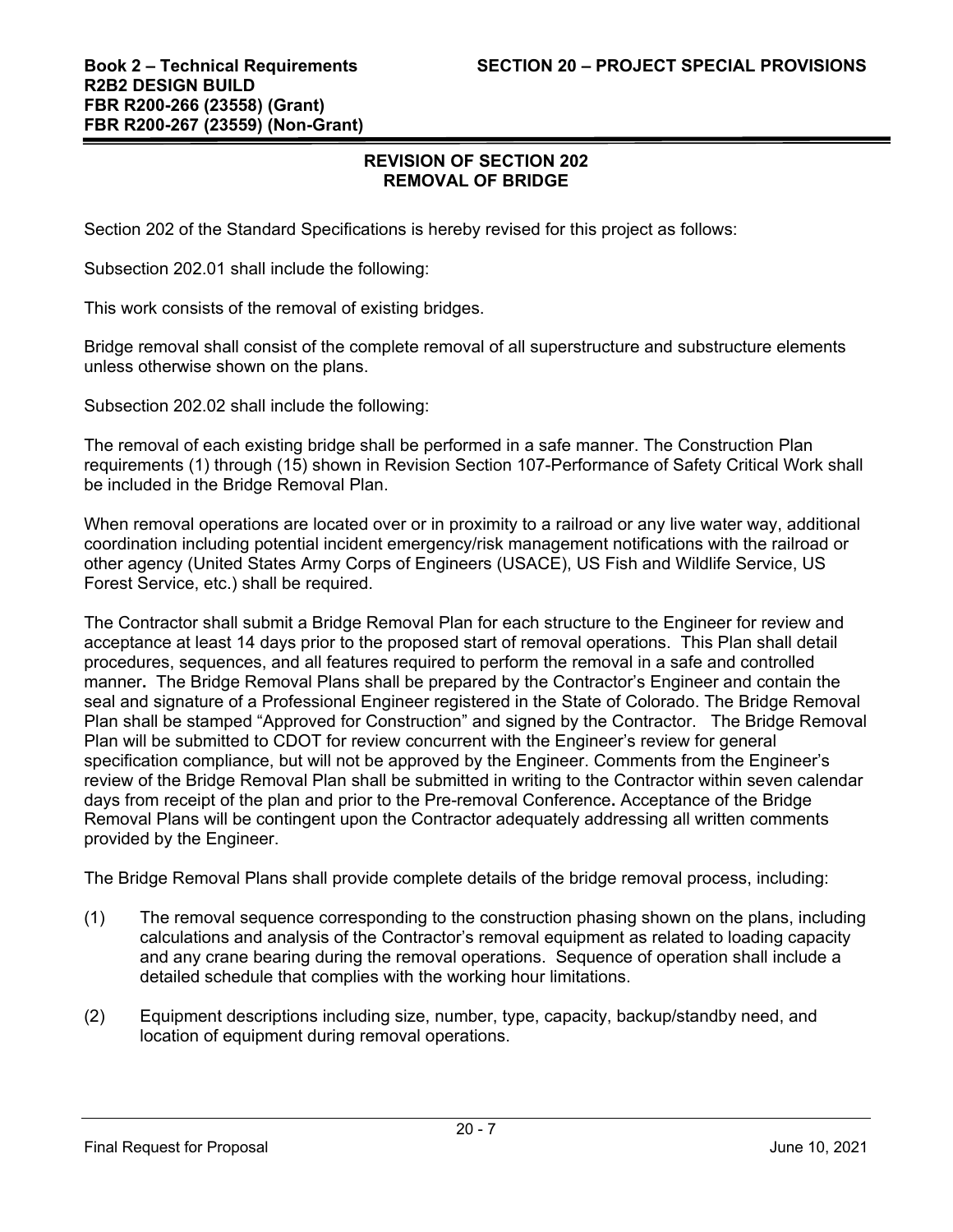## REVISION OF SECTION 202
## REMOVAL OF BRIDGE

Section 202 of the Standard Specifications is hereby revised for this project as follows:

Subsection 202.01 shall include the following:

This work consists of the removal of existing bridges.

Bridge removal shall consist of the complete removal of all superstructure and substructure elements unless otherwise shown on the plans.

Subsection 202.02 shall include the following:

The removal of each existing bridge shall be performed in a safe manner. The Construction Plan requirements (1) through (15) shown in Revision Section 107-Performance of Safety Critical Work shall be included in the Bridge Removal Plan.

When removal operations are located over or in proximity to a railroad or any live water way, additional coordination including potential incident emergency/risk management notifications with the railroad or other agency (United States Army Corps of Engineers (USACE), US Fish and Wildlife Service, US Forest Service, etc.) shall be required.

The Contractor shall submit a Bridge Removal Plan for each structure to the Engineer for review and acceptance at least 14 days prior to the proposed start of removal operations. This Plan shall detail procedures, sequences, and all features required to perform the removal in a safe and controlled manner**.** The Bridge Removal Plans shall be prepared by the Contractor's Engineer and contain the seal and signature of a Professional Engineer registered in the State of Colorado. The Bridge Removal Plan shall be stamped "Approved for Construction" and signed by the Contractor. The Bridge Removal Plan will be submitted to CDOT for review concurrent with the Engineer's review for general specification compliance, but will not be approved by the Engineer. Comments from the Engineer's review of the Bridge Removal Plan shall be submitted in writing to the Contractor within seven calendar days from receipt of the plan and prior to the Pre-removal Conference**.** Acceptance of the Bridge Removal Plans will be contingent upon the Contractor adequately addressing all written comments provided by the Engineer.

The Bridge Removal Plans shall provide complete details of the bridge removal process, including:

(1) The removal sequence corresponding to the construction phasing shown on the plans, including calculations and analysis of the Contractor's removal equipment as related to loading capacity and any crane bearing during the removal operations. Sequence of operation shall include a detailed schedule that complies with the working hour limitations.

(2) Equipment descriptions including size, number, type, capacity, backup/standby need, and location of equipment during removal operations.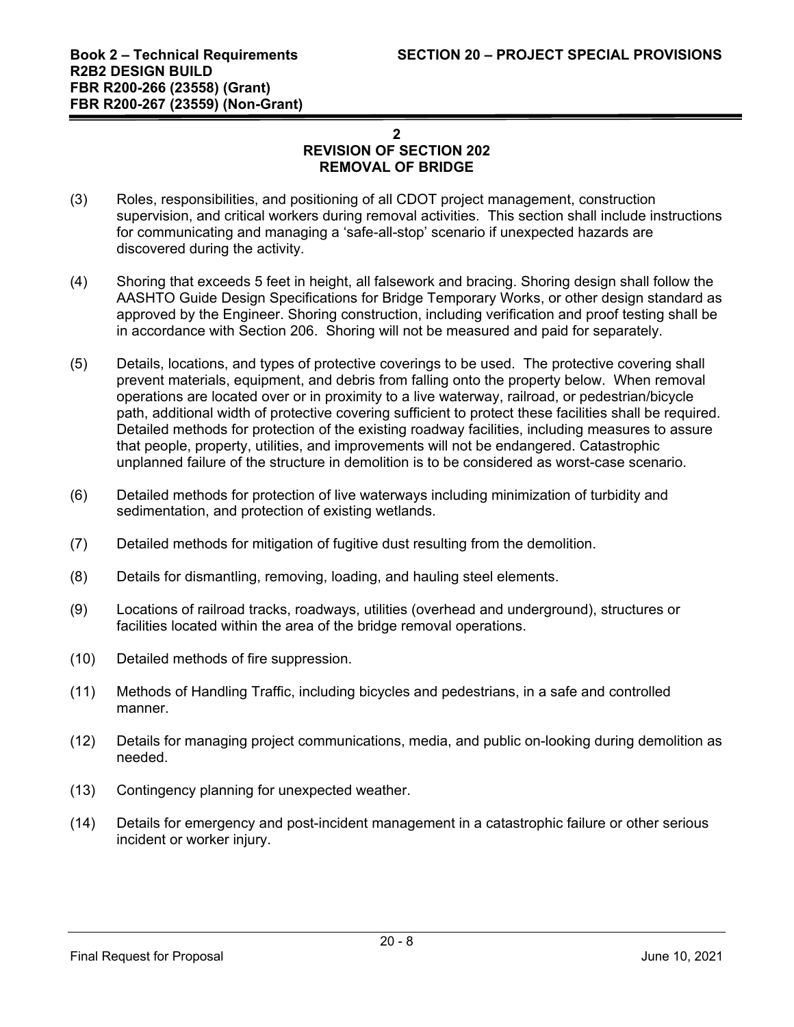## 2
## REVISION OF SECTION 202
## REMOVAL OF BRIDGE

(3) Roles, responsibilities, and positioning of all CDOT project management, construction supervision, and critical workers during removal activities. This section shall include instructions for communicating and managing a 'safe-all-stop' scenario if unexpected hazards are discovered during the activity.

(4) Shoring that exceeds 5 feet in height, all falsework and bracing. Shoring design shall follow the AASHTO Guide Design Specifications for Bridge Temporary Works, or other design standard as approved by the Engineer. Shoring construction, including verification and proof testing shall be in accordance with Section 206. Shoring will not be measured and paid for separately.

(5) Details, locations, and types of protective coverings to be used. The protective covering shall prevent materials, equipment, and debris from falling onto the property below. When removal operations are located over or in proximity to a live waterway, railroad, or pedestrian/bicycle path, additional width of protective covering sufficient to protect these facilities shall be required. Detailed methods for protection of the existing roadway facilities, including measures to assure that people, property, utilities, and improvements will not be endangered. Catastrophic unplanned failure of the structure in demolition is to be considered as worst-case scenario.

(6) Detailed methods for protection of live waterways including minimization of turbidity and sedimentation, and protection of existing wetlands.

(7) Detailed methods for mitigation of fugitive dust resulting from the demolition.

(8) Details for dismantling, removing, loading, and hauling steel elements.

(9) Locations of railroad tracks, roadways, utilities (overhead and underground), structures or facilities located within the area of the bridge removal operations.

(10) Detailed methods of fire suppression.

(11) Methods of Handling Traffic, including bicycles and pedestrians, in a safe and controlled manner.

(12) Details for managing project communications, media, and public on-looking during demolition as needed.

(13) Contingency planning for unexpected weather.

(14) Details for emergency and post-incident management in a catastrophic failure or other serious incident or worker injury.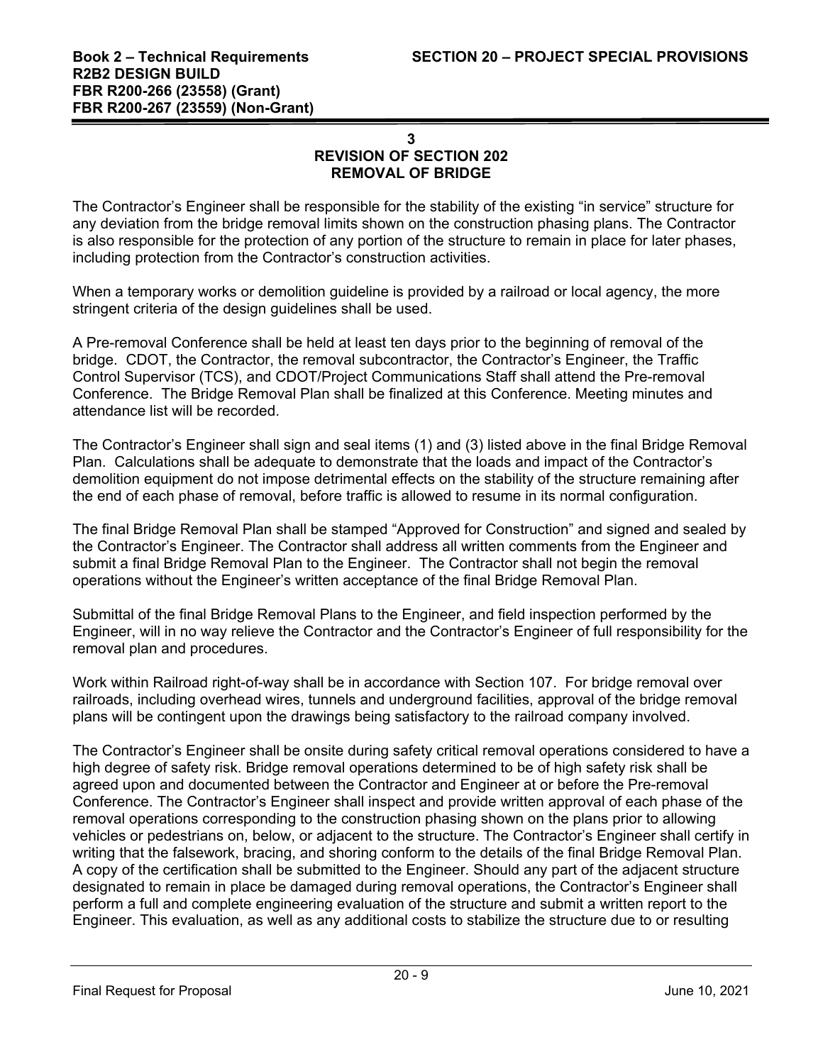## 3
## REVISION OF SECTION 202
## REMOVAL OF BRIDGE

The Contractor's Engineer shall be responsible for the stability of the existing "in service" structure for any deviation from the bridge removal limits shown on the construction phasing plans. The Contractor is also responsible for the protection of any portion of the structure to remain in place for later phases, including protection from the Contractor's construction activities.

When a temporary works or demolition guideline is provided by a railroad or local agency, the more stringent criteria of the design guidelines shall be used.

A Pre-removal Conference shall be held at least ten days prior to the beginning of removal of the bridge. CDOT, the Contractor, the removal subcontractor, the Contractor's Engineer, the Traffic Control Supervisor (TCS), and CDOT/Project Communications Staff shall attend the Pre-removal Conference. The Bridge Removal Plan shall be finalized at this Conference. Meeting minutes and attendance list will be recorded.

The Contractor's Engineer shall sign and seal items (1) and (3) listed above in the final Bridge Removal Plan. Calculations shall be adequate to demonstrate that the loads and impact of the Contractor's demolition equipment do not impose detrimental effects on the stability of the structure remaining after the end of each phase of removal, before traffic is allowed to resume in its normal configuration.

The final Bridge Removal Plan shall be stamped "Approved for Construction" and signed and sealed by the Contractor's Engineer. The Contractor shall address all written comments from the Engineer and submit a final Bridge Removal Plan to the Engineer. The Contractor shall not begin the removal operations without the Engineer's written acceptance of the final Bridge Removal Plan.

Submittal of the final Bridge Removal Plans to the Engineer, and field inspection performed by the Engineer, will in no way relieve the Contractor and the Contractor's Engineer of full responsibility for the removal plan and procedures.

Work within Railroad right-of-way shall be in accordance with Section 107. For bridge removal over railroads, including overhead wires, tunnels and underground facilities, approval of the bridge removal plans will be contingent upon the drawings being satisfactory to the railroad company involved.

The Contractor's Engineer shall be onsite during safety critical removal operations considered to have a high degree of safety risk. Bridge removal operations determined to be of high safety risk shall be agreed upon and documented between the Contractor and Engineer at or before the Pre-removal Conference. The Contractor's Engineer shall inspect and provide written approval of each phase of the removal operations corresponding to the construction phasing shown on the plans prior to allowing vehicles or pedestrians on, below, or adjacent to the structure. The Contractor's Engineer shall certify in writing that the falsework, bracing, and shoring conform to the details of the final Bridge Removal Plan. A copy of the certification shall be submitted to the Engineer. Should any part of the adjacent structure designated to remain in place be damaged during removal operations, the Contractor's Engineer shall perform a full and complete engineering evaluation of the structure and submit a written report to the Engineer. This evaluation, as well as any additional costs to stabilize the structure due to or resulting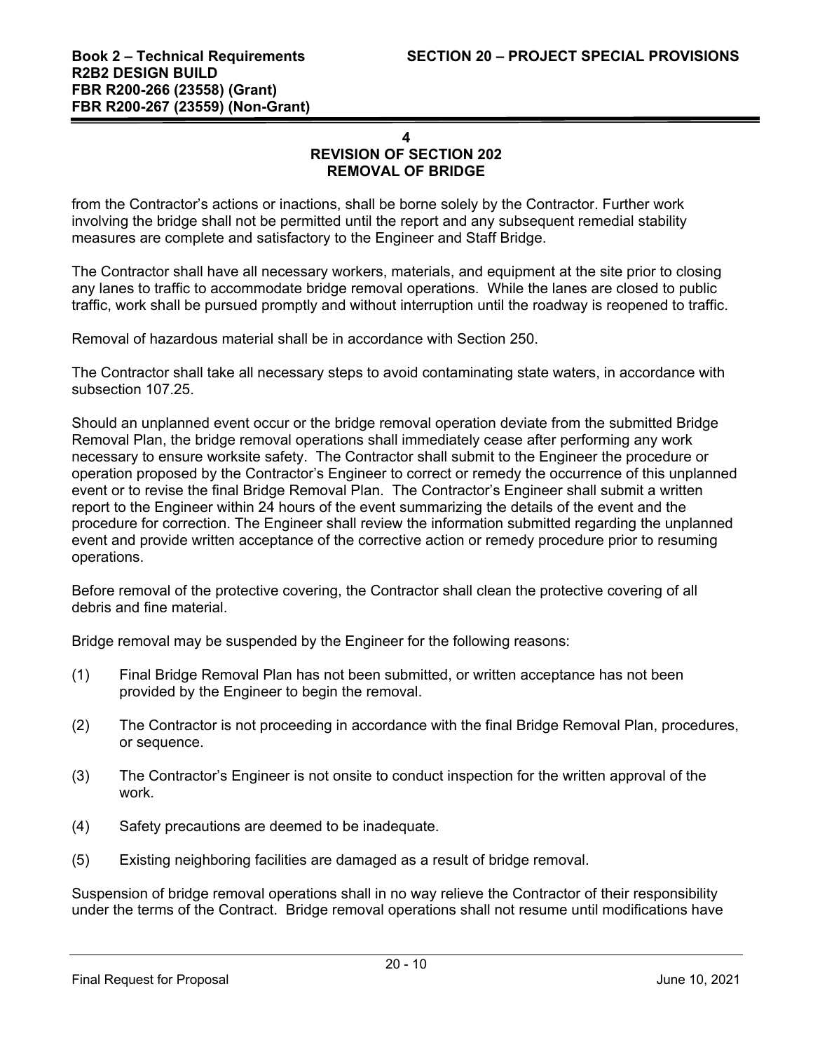**4**
**REVISION OF SECTION 202**
**REMOVAL OF BRIDGE**

from the Contractor's actions or inactions, shall be borne solely by the Contractor. Further work involving the bridge shall not be permitted until the report and any subsequent remedial stability measures are complete and satisfactory to the Engineer and Staff Bridge.

The Contractor shall have all necessary workers, materials, and equipment at the site prior to closing any lanes to traffic to accommodate bridge removal operations. While the lanes are closed to public traffic, work shall be pursued promptly and without interruption until the roadway is reopened to traffic.

Removal of hazardous material shall be in accordance with Section 250.

The Contractor shall take all necessary steps to avoid contaminating state waters, in accordance with subsection 107.25.

Should an unplanned event occur or the bridge removal operation deviate from the submitted Bridge Removal Plan, the bridge removal operations shall immediately cease after performing any work necessary to ensure worksite safety. The Contractor shall submit to the Engineer the procedure or operation proposed by the Contractor's Engineer to correct or remedy the occurrence of this unplanned event or to revise the final Bridge Removal Plan. The Contractor's Engineer shall submit a written report to the Engineer within 24 hours of the event summarizing the details of the event and the procedure for correction. The Engineer shall review the information submitted regarding the unplanned event and provide written acceptance of the corrective action or remedy procedure prior to resuming operations.

Before removal of the protective covering, the Contractor shall clean the protective covering of all debris and fine material.

Bridge removal may be suspended by the Engineer for the following reasons:

(1) Final Bridge Removal Plan has not been submitted, or written acceptance has not been provided by the Engineer to begin the removal.

(2) The Contractor is not proceeding in accordance with the final Bridge Removal Plan, procedures, or sequence.

(3) The Contractor's Engineer is not onsite to conduct inspection for the written approval of the work.

(4) Safety precautions are deemed to be inadequate.

(5) Existing neighboring facilities are damaged as a result of bridge removal.

Suspension of bridge removal operations shall in no way relieve the Contractor of their responsibility under the terms of the Contract. Bridge removal operations shall not resume until modifications have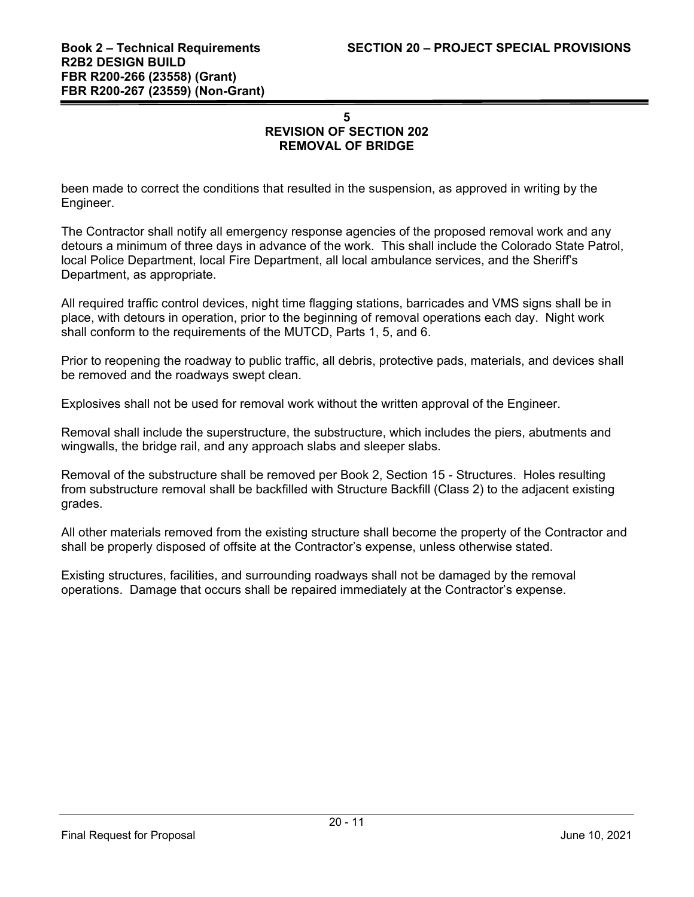## 5
## REVISION OF SECTION 202
## REMOVAL OF BRIDGE

been made to correct the conditions that resulted in the suspension, as approved in writing by the Engineer.

The Contractor shall notify all emergency response agencies of the proposed removal work and any detours a minimum of three days in advance of the work. This shall include the Colorado State Patrol, local Police Department, local Fire Department, all local ambulance services, and the Sheriff's Department, as appropriate.

All required traffic control devices, night time flagging stations, barricades and VMS signs shall be in place, with detours in operation, prior to the beginning of removal operations each day. Night work shall conform to the requirements of the MUTCD, Parts 1, 5, and 6.

Prior to reopening the roadway to public traffic, all debris, protective pads, materials, and devices shall be removed and the roadways swept clean.

Explosives shall not be used for removal work without the written approval of the Engineer.

Removal shall include the superstructure, the substructure, which includes the piers, abutments and wingwalls, the bridge rail, and any approach slabs and sleeper slabs.

Removal of the substructure shall be removed per Book 2, Section 15 - Structures. Holes resulting from substructure removal shall be backfilled with Structure Backfill (Class 2) to the adjacent existing grades.

All other materials removed from the existing structure shall become the property of the Contractor and shall be properly disposed of offsite at the Contractor's expense, unless otherwise stated.

Existing structures, facilities, and surrounding roadways shall not be damaged by the removal operations. Damage that occurs shall be repaired immediately at the Contractor's expense.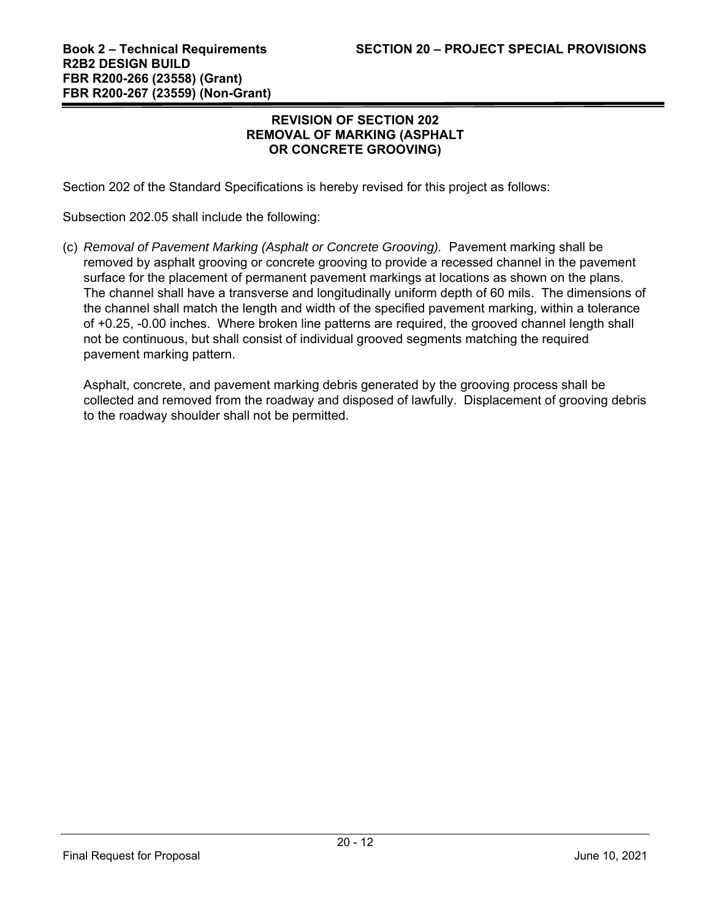## REVISION OF SECTION 202
## REMOVAL OF MARKING (ASPHALT OR CONCRETE GROOVING)

Section 202 of the Standard Specifications is hereby revised for this project as follows:

Subsection 202.05 shall include the following:

(c) *Removal of Pavement Marking (Asphalt or Concrete Grooving).* Pavement marking shall be removed by asphalt grooving or concrete grooving to provide a recessed channel in the pavement surface for the placement of permanent pavement markings at locations as shown on the plans. The channel shall have a transverse and longitudinally uniform depth of 60 mils. The dimensions of the channel shall match the length and width of the specified pavement marking, within a tolerance of +0.25, -0.00 inches. Where broken line patterns are required, the grooved channel length shall not be continuous, but shall consist of individual grooved segments matching the required pavement marking pattern.

Asphalt, concrete, and pavement marking debris generated by the grooving process shall be collected and removed from the roadway and disposed of lawfully. Displacement of grooving debris to the roadway shoulder shall not be permitted.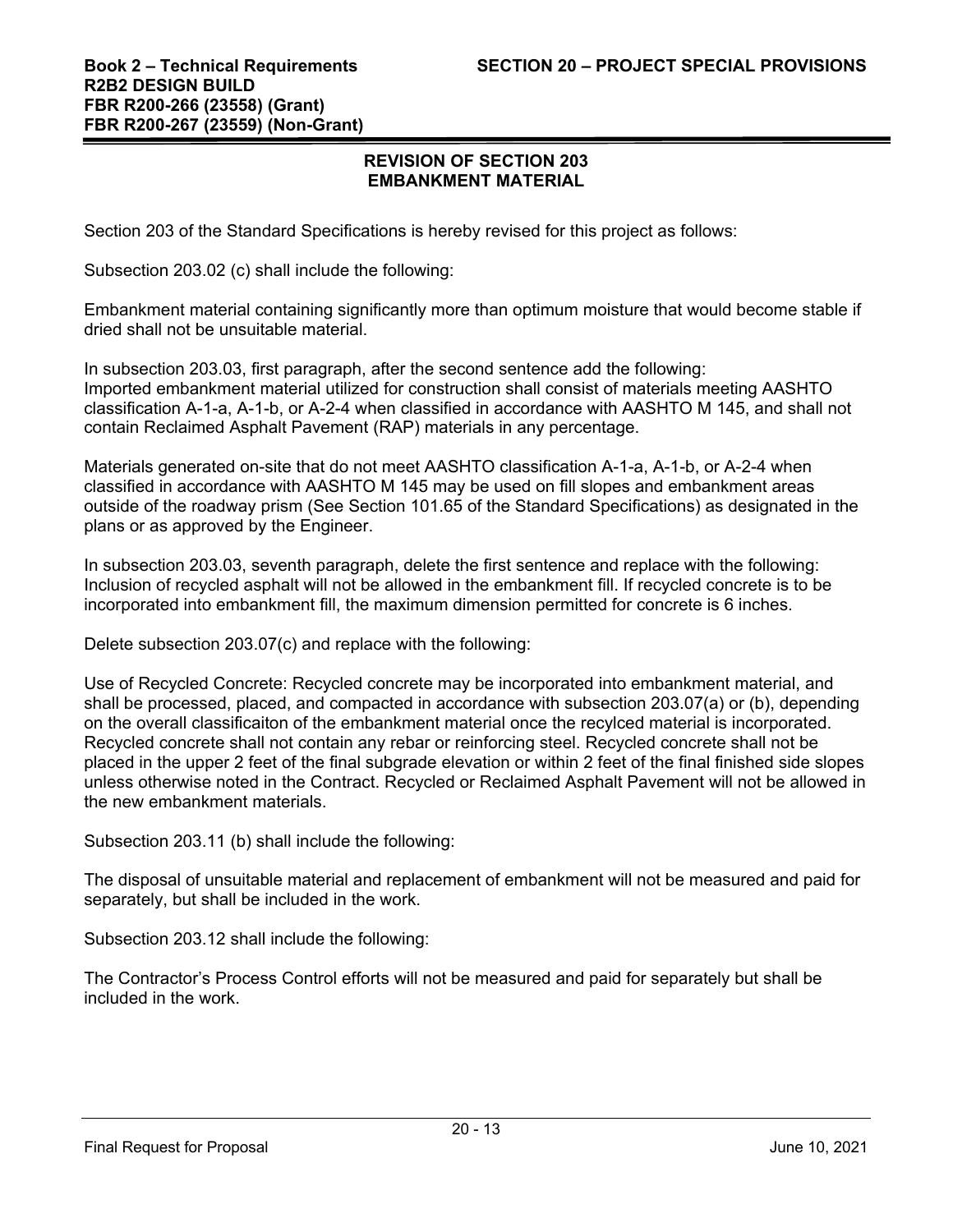## REVISION OF SECTION 203
## EMBANKMENT MATERIAL

Section 203 of the Standard Specifications is hereby revised for this project as follows:

Subsection 203.02 (c) shall include the following:

Embankment material containing significantly more than optimum moisture that would become stable if dried shall not be unsuitable material.

In subsection 203.03, first paragraph, after the second sentence add the following:
Imported embankment material utilized for construction shall consist of materials meeting AASHTO classification A-1-a, A-1-b, or A-2-4 when classified in accordance with AASHTO M 145, and shall not contain Reclaimed Asphalt Pavement (RAP) materials in any percentage.

Materials generated on-site that do not meet AASHTO classification A-1-a, A-1-b, or A-2-4 when classified in accordance with AASHTO M 145 may be used on fill slopes and embankment areas outside of the roadway prism (See Section 101.65 of the Standard Specifications) as designated in the plans or as approved by the Engineer.

In subsection 203.03, seventh paragraph, delete the first sentence and replace with the following:
Inclusion of recycled asphalt will not be allowed in the embankment fill. If recycled concrete is to be incorporated into embankment fill, the maximum dimension permitted for concrete is 6 inches.

Delete subsection 203.07(c) and replace with the following:

Use of Recycled Concrete: Recycled concrete may be incorporated into embankment material, and shall be processed, placed, and compacted in accordance with subsection 203.07(a) or (b), depending on the overall classificaiton of the embankment material once the recylced material is incorporated. Recycled concrete shall not contain any rebar or reinforcing steel. Recycled concrete shall not be placed in the upper 2 feet of the final subgrade elevation or within 2 feet of the final finished side slopes unless otherwise noted in the Contract. Recycled or Reclaimed Asphalt Pavement will not be allowed in the new embankment materials.

Subsection 203.11 (b) shall include the following:

The disposal of unsuitable material and replacement of embankment will not be measured and paid for separately, but shall be included in the work.

Subsection 203.12 shall include the following:

The Contractor's Process Control efforts will not be measured and paid for separately but shall be included in the work.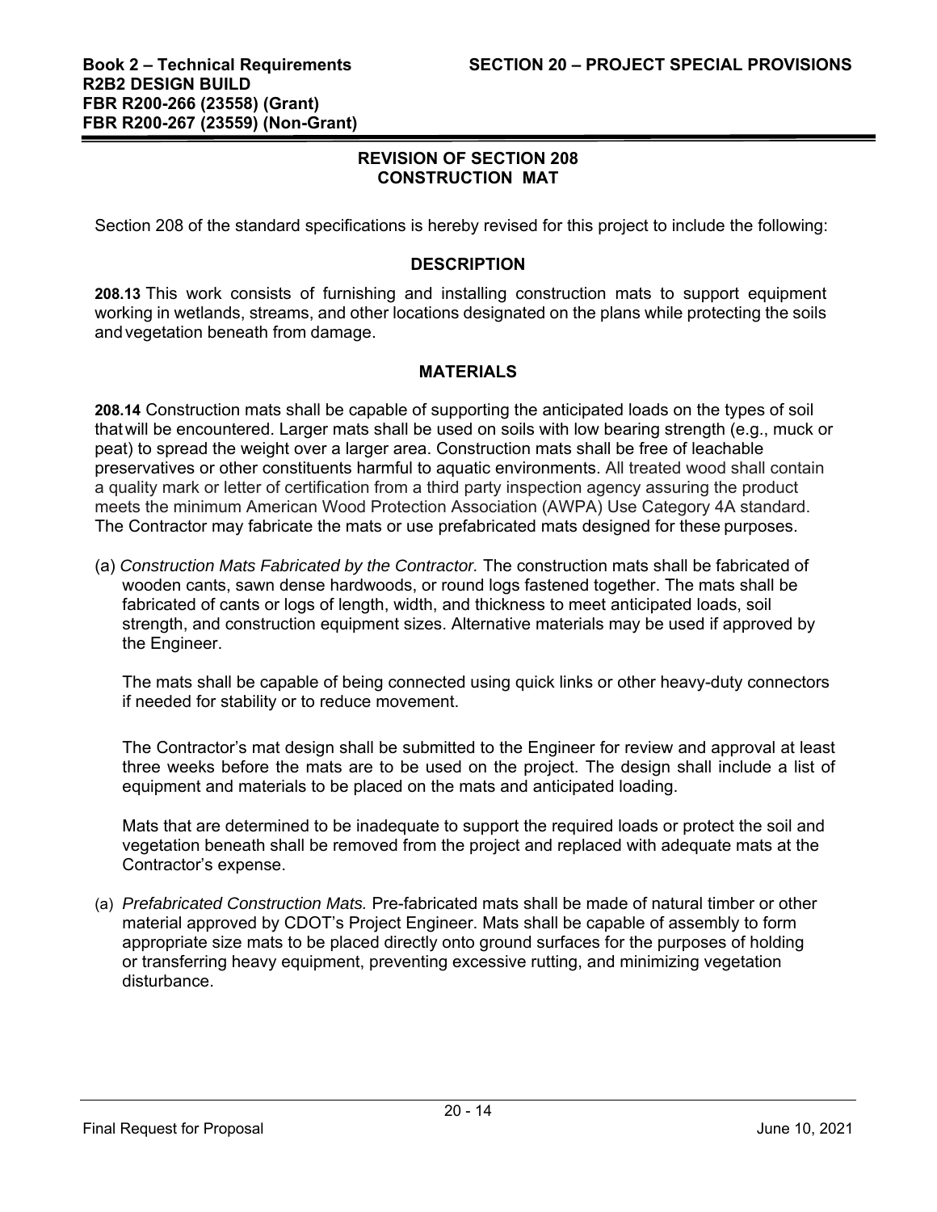## REVISION OF SECTION 208
## CONSTRUCTION MAT

Section 208 of the standard specifications is hereby revised for this project to include the following:

### DESCRIPTION

**208.13** This work consists of furnishing and installing construction mats to support equipment working in wetlands, streams, and other locations designated on the plans while protecting the soils and vegetation beneath from damage.

### MATERIALS

**208.14** Construction mats shall be capable of supporting the anticipated loads on the types of soil that will be encountered. Larger mats shall be used on soils with low bearing strength (e.g., muck or peat) to spread the weight over a larger area. Construction mats shall be free of leachable preservatives or other constituents harmful to aquatic environments. All treated wood shall contain a quality mark or letter of certification from a third party inspection agency assuring the product meets the minimum American Wood Protection Association (AWPA) Use Category 4A standard. The Contractor may fabricate the mats or use prefabricated mats designed for these purposes.

(a) *Construction Mats Fabricated by the Contractor.* The construction mats shall be fabricated of wooden cants, sawn dense hardwoods, or round logs fastened together. The mats shall be fabricated of cants or logs of length, width, and thickness to meet anticipated loads, soil strength, and construction equipment sizes. Alternative materials may be used if approved by the Engineer.

The mats shall be capable of being connected using quick links or other heavy-duty connectors if needed for stability or to reduce movement.

The Contractor's mat design shall be submitted to the Engineer for review and approval at least three weeks before the mats are to be used on the project. The design shall include a list of equipment and materials to be placed on the mats and anticipated loading.

Mats that are determined to be inadequate to support the required loads or protect the soil and vegetation beneath shall be removed from the project and replaced with adequate mats at the Contractor's expense.

(a) *Prefabricated Construction Mats.* Pre-fabricated mats shall be made of natural timber or other material approved by CDOT's Project Engineer. Mats shall be capable of assembly to form appropriate size mats to be placed directly onto ground surfaces for the purposes of holding or transferring heavy equipment, preventing excessive rutting, and minimizing vegetation disturbance.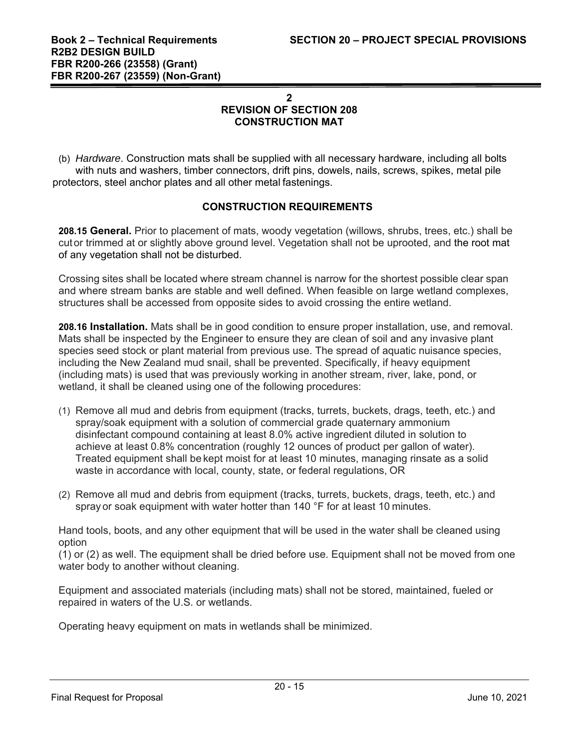## 2
## REVISION OF SECTION 208
## CONSTRUCTION MAT

(b) *Hardware*. Construction mats shall be supplied with all necessary hardware, including all bolts with nuts and washers, timber connectors, drift pins, dowels, nails, screws, spikes, metal pile protectors, steel anchor plates and all other metal fastenings.

### CONSTRUCTION REQUIREMENTS

**208.15 General.** Prior to placement of mats, woody vegetation (willows, shrubs, trees, etc.) shall be cut or trimmed at or slightly above ground level. Vegetation shall not be uprooted, and the root mat of any vegetation shall not be disturbed.

Crossing sites shall be located where stream channel is narrow for the shortest possible clear span and where stream banks are stable and well defined. When feasible on large wetland complexes, structures shall be accessed from opposite sides to avoid crossing the entire wetland.

**208.16 Installation.** Mats shall be in good condition to ensure proper installation, use, and removal. Mats shall be inspected by the Engineer to ensure they are clean of soil and any invasive plant species seed stock or plant material from previous use. The spread of aquatic nuisance species, including the New Zealand mud snail, shall be prevented. Specifically, if heavy equipment (including mats) is used that was previously working in another stream, river, lake, pond, or wetland, it shall be cleaned using one of the following procedures:

(1) Remove all mud and debris from equipment (tracks, turrets, buckets, drags, teeth, etc.) and spray/soak equipment with a solution of commercial grade quaternary ammonium disinfectant compound containing at least 8.0% active ingredient diluted in solution to achieve at least 0.8% concentration (roughly 12 ounces of product per gallon of water). Treated equipment shall be kept moist for at least 10 minutes, managing rinsate as a solid waste in accordance with local, county, state, or federal regulations, OR

(2) Remove all mud and debris from equipment (tracks, turrets, buckets, drags, teeth, etc.) and spray or soak equipment with water hotter than 140 °F for at least 10 minutes.

Hand tools, boots, and any other equipment that will be used in the water shall be cleaned using option (1) or (2) as well. The equipment shall be dried before use. Equipment shall not be moved from one water body to another without cleaning.

Equipment and associated materials (including mats) shall not be stored, maintained, fueled or repaired in waters of the U.S. or wetlands.

Operating heavy equipment on mats in wetlands shall be minimized.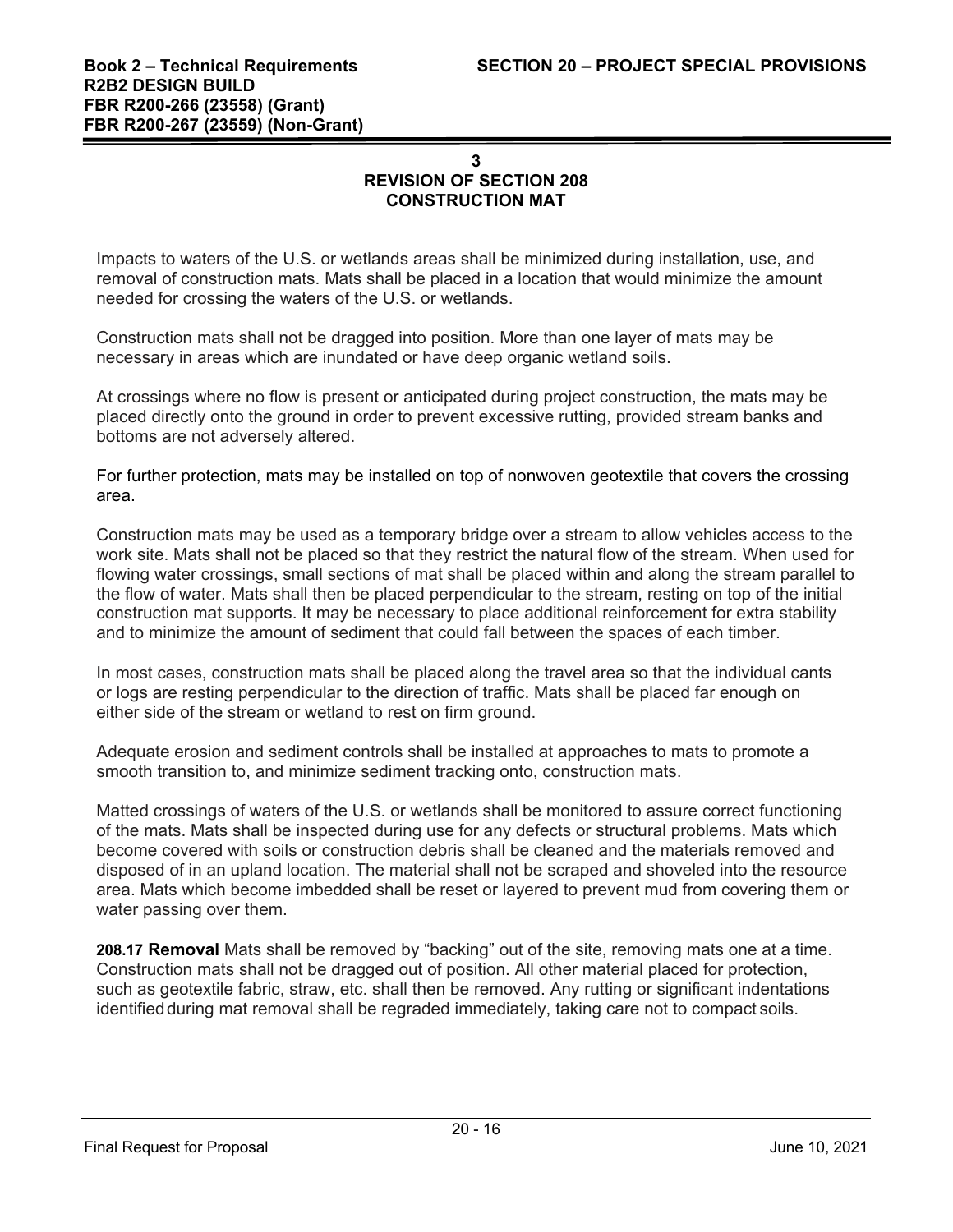## 3
## REVISION OF SECTION 208
## CONSTRUCTION MAT

Impacts to waters of the U.S. or wetlands areas shall be minimized during installation, use, and removal of construction mats. Mats shall be placed in a location that would minimize the amount needed for crossing the waters of the U.S. or wetlands.

Construction mats shall not be dragged into position. More than one layer of mats may be necessary in areas which are inundated or have deep organic wetland soils.

At crossings where no flow is present or anticipated during project construction, the mats may be placed directly onto the ground in order to prevent excessive rutting, provided stream banks and bottoms are not adversely altered.

For further protection, mats may be installed on top of nonwoven geotextile that covers the crossing area.

Construction mats may be used as a temporary bridge over a stream to allow vehicles access to the work site. Mats shall not be placed so that they restrict the natural flow of the stream. When used for flowing water crossings, small sections of mat shall be placed within and along the stream parallel to the flow of water. Mats shall then be placed perpendicular to the stream, resting on top of the initial construction mat supports. It may be necessary to place additional reinforcement for extra stability and to minimize the amount of sediment that could fall between the spaces of each timber.

In most cases, construction mats shall be placed along the travel area so that the individual cants or logs are resting perpendicular to the direction of traffic. Mats shall be placed far enough on either side of the stream or wetland to rest on firm ground.

Adequate erosion and sediment controls shall be installed at approaches to mats to promote a smooth transition to, and minimize sediment tracking onto, construction mats.

Matted crossings of waters of the U.S. or wetlands shall be monitored to assure correct functioning of the mats. Mats shall be inspected during use for any defects or structural problems. Mats which become covered with soils or construction debris shall be cleaned and the materials removed and disposed of in an upland location. The material shall not be scraped and shoveled into the resource area. Mats which become imbedded shall be reset or layered to prevent mud from covering them or water passing over them.

**208.17 Removal** Mats shall be removed by "backing" out of the site, removing mats one at a time. Construction mats shall not be dragged out of position. All other material placed for protection, such as geotextile fabric, straw, etc. shall then be removed. Any rutting or significant indentations identified during mat removal shall be regraded immediately, taking care not to compact soils.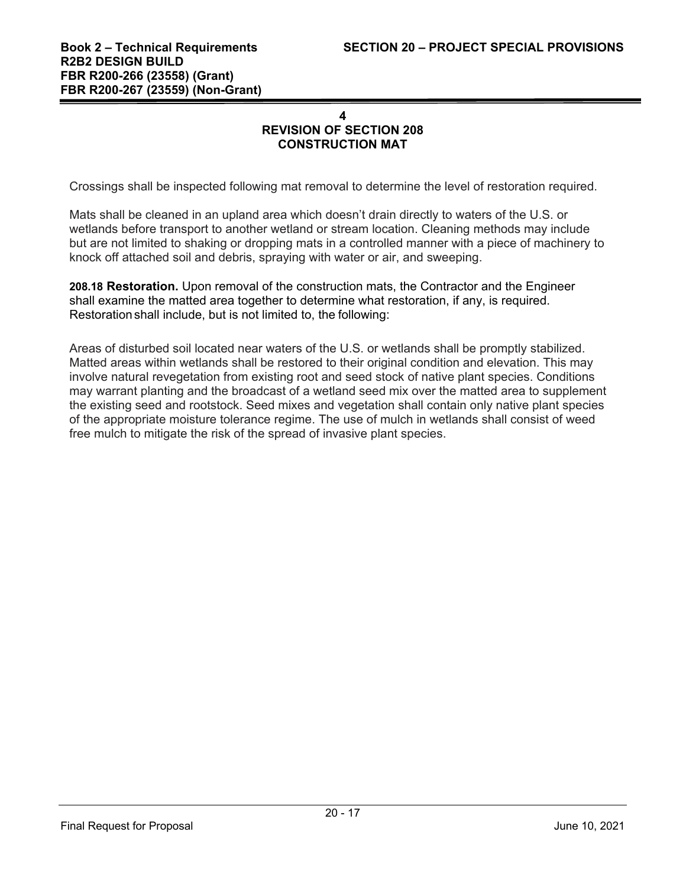**4**
**REVISION OF SECTION 208**
**CONSTRUCTION MAT**

Crossings shall be inspected following mat removal to determine the level of restoration required.

Mats shall be cleaned in an upland area which doesn't drain directly to waters of the U.S. or wetlands before transport to another wetland or stream location. Cleaning methods may include but are not limited to shaking or dropping mats in a controlled manner with a piece of machinery to knock off attached soil and debris, spraying with water or air, and sweeping.

**208.18 Restoration.** Upon removal of the construction mats, the Contractor and the Engineer shall examine the matted area together to determine what restoration, if any, is required. Restoration shall include, but is not limited to, the following:

Areas of disturbed soil located near waters of the U.S. or wetlands shall be promptly stabilized. Matted areas within wetlands shall be restored to their original condition and elevation. This may involve natural revegetation from existing root and seed stock of native plant species. Conditions may warrant planting and the broadcast of a wetland seed mix over the matted area to supplement the existing seed and rootstock. Seed mixes and vegetation shall contain only native plant species of the appropriate moisture tolerance regime. The use of mulch in wetlands shall consist of weed free mulch to mitigate the risk of the spread of invasive plant species.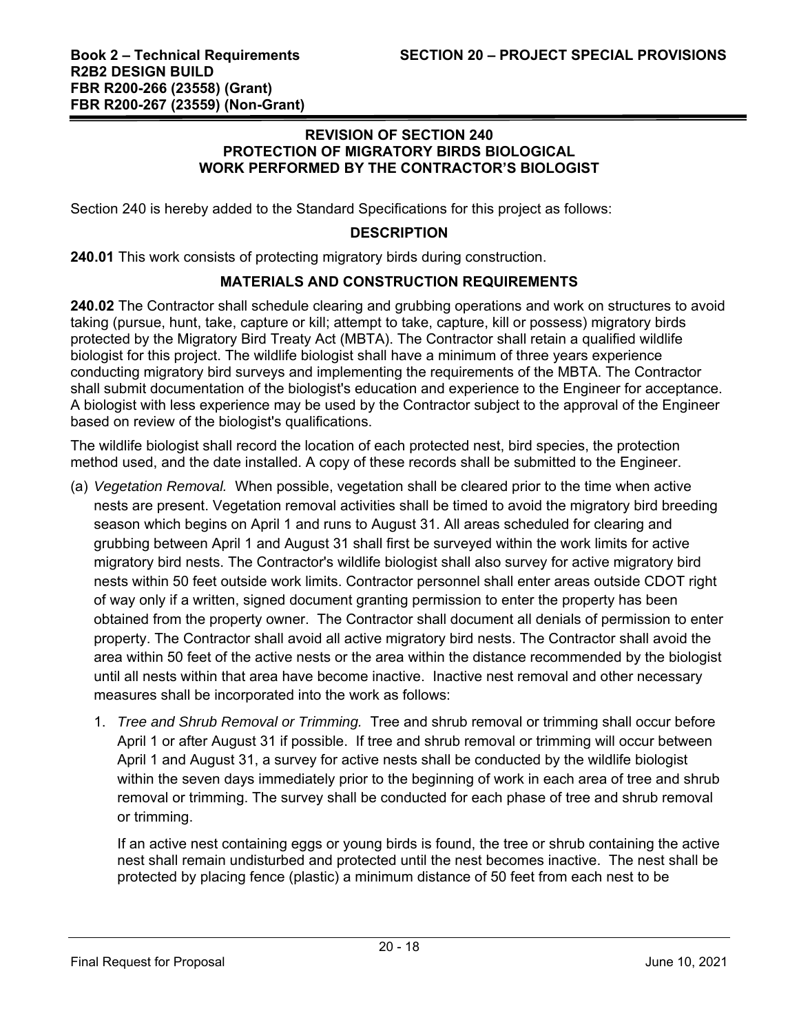## REVISION OF SECTION 240
## PROTECTION OF MIGRATORY BIRDS BIOLOGICAL
## WORK PERFORMED BY THE CONTRACTOR'S BIOLOGIST

Section 240 is hereby added to the Standard Specifications for this project as follows:

### DESCRIPTION

**240.01** This work consists of protecting migratory birds during construction.

### MATERIALS AND CONSTRUCTION REQUIREMENTS

**240.02** The Contractor shall schedule clearing and grubbing operations and work on structures to avoid taking (pursue, hunt, take, capture or kill; attempt to take, capture, kill or possess) migratory birds protected by the Migratory Bird Treaty Act (MBTA). The Contractor shall retain a qualified wildlife biologist for this project. The wildlife biologist shall have a minimum of three years experience conducting migratory bird surveys and implementing the requirements of the MBTA. The Contractor shall submit documentation of the biologist's education and experience to the Engineer for acceptance. A biologist with less experience may be used by the Contractor subject to the approval of the Engineer based on review of the biologist's qualifications.

The wildlife biologist shall record the location of each protected nest, bird species, the protection method used, and the date installed. A copy of these records shall be submitted to the Engineer.

(a) *Vegetation Removal.* When possible, vegetation shall be cleared prior to the time when active nests are present. Vegetation removal activities shall be timed to avoid the migratory bird breeding season which begins on April 1 and runs to August 31. All areas scheduled for clearing and grubbing between April 1 and August 31 shall first be surveyed within the work limits for active migratory bird nests. The Contractor's wildlife biologist shall also survey for active migratory bird nests within 50 feet outside work limits. Contractor personnel shall enter areas outside CDOT right of way only if a written, signed document granting permission to enter the property has been obtained from the property owner. The Contractor shall document all denials of permission to enter property. The Contractor shall avoid all active migratory bird nests. The Contractor shall avoid the area within 50 feet of the active nests or the area within the distance recommended by the biologist until all nests within that area have become inactive. Inactive nest removal and other necessary measures shall be incorporated into the work as follows:

   1. *Tree and Shrub Removal or Trimming.* Tree and shrub removal or trimming shall occur before April 1 or after August 31 if possible. If tree and shrub removal or trimming will occur between April 1 and August 31, a survey for active nests shall be conducted by the wildlife biologist within the seven days immediately prior to the beginning of work in each area of tree and shrub removal or trimming. The survey shall be conducted for each phase of tree and shrub removal or trimming.

      If an active nest containing eggs or young birds is found, the tree or shrub containing the active nest shall remain undisturbed and protected until the nest becomes inactive. The nest shall be protected by placing fence (plastic) a minimum distance of 50 feet from each nest to be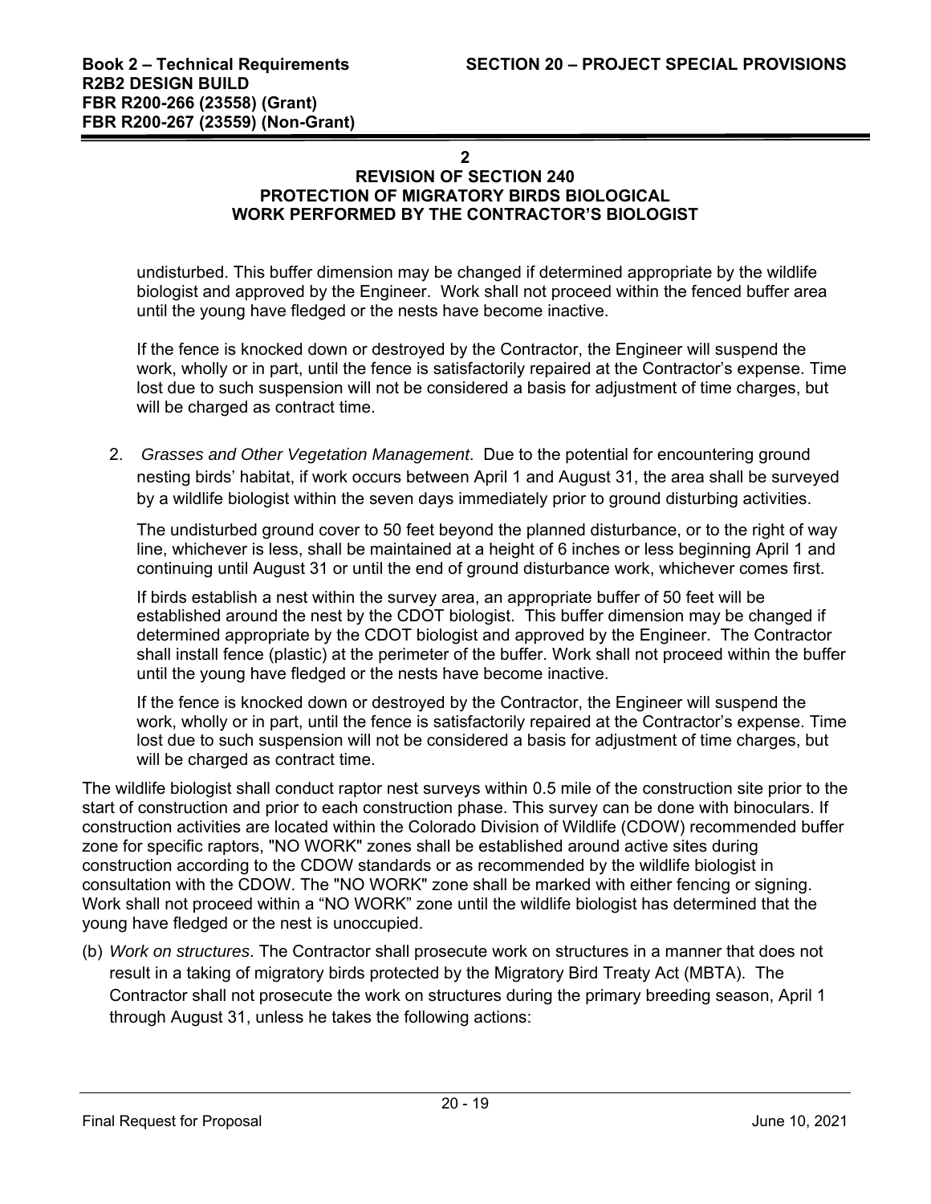## 2
## REVISION OF SECTION 240
## PROTECTION OF MIGRATORY BIRDS BIOLOGICAL
## WORK PERFORMED BY THE CONTRACTOR'S BIOLOGIST

undisturbed. This buffer dimension may be changed if determined appropriate by the wildlife biologist and approved by the Engineer. Work shall not proceed within the fenced buffer area until the young have fledged or the nests have become inactive.

If the fence is knocked down or destroyed by the Contractor, the Engineer will suspend the work, wholly or in part, until the fence is satisfactorily repaired at the Contractor's expense. Time lost due to such suspension will not be considered a basis for adjustment of time charges, but will be charged as contract time.

2. *Grasses and Other Vegetation Management*. Due to the potential for encountering ground nesting birds' habitat, if work occurs between April 1 and August 31, the area shall be surveyed by a wildlife biologist within the seven days immediately prior to ground disturbing activities.

   The undisturbed ground cover to 50 feet beyond the planned disturbance, or to the right of way line, whichever is less, shall be maintained at a height of 6 inches or less beginning April 1 and continuing until August 31 or until the end of ground disturbance work, whichever comes first.

   If birds establish a nest within the survey area, an appropriate buffer of 50 feet will be established around the nest by the CDOT biologist. This buffer dimension may be changed if determined appropriate by the CDOT biologist and approved by the Engineer. The Contractor shall install fence (plastic) at the perimeter of the buffer. Work shall not proceed within the buffer until the young have fledged or the nests have become inactive.

   If the fence is knocked down or destroyed by the Contractor, the Engineer will suspend the work, wholly or in part, until the fence is satisfactorily repaired at the Contractor's expense. Time lost due to such suspension will not be considered a basis for adjustment of time charges, but will be charged as contract time.

The wildlife biologist shall conduct raptor nest surveys within 0.5 mile of the construction site prior to the start of construction and prior to each construction phase. This survey can be done with binoculars. If construction activities are located within the Colorado Division of Wildlife (CDOW) recommended buffer zone for specific raptors, "NO WORK" zones shall be established around active sites during construction according to the CDOW standards or as recommended by the wildlife biologist in consultation with the CDOW. The "NO WORK" zone shall be marked with either fencing or signing. Work shall not proceed within a "NO WORK" zone until the wildlife biologist has determined that the young have fledged or the nest is unoccupied.

(b) *Work on structures*. The Contractor shall prosecute work on structures in a manner that does not result in a taking of migratory birds protected by the Migratory Bird Treaty Act (MBTA). The Contractor shall not prosecute the work on structures during the primary breeding season, April 1 through August 31, unless he takes the following actions: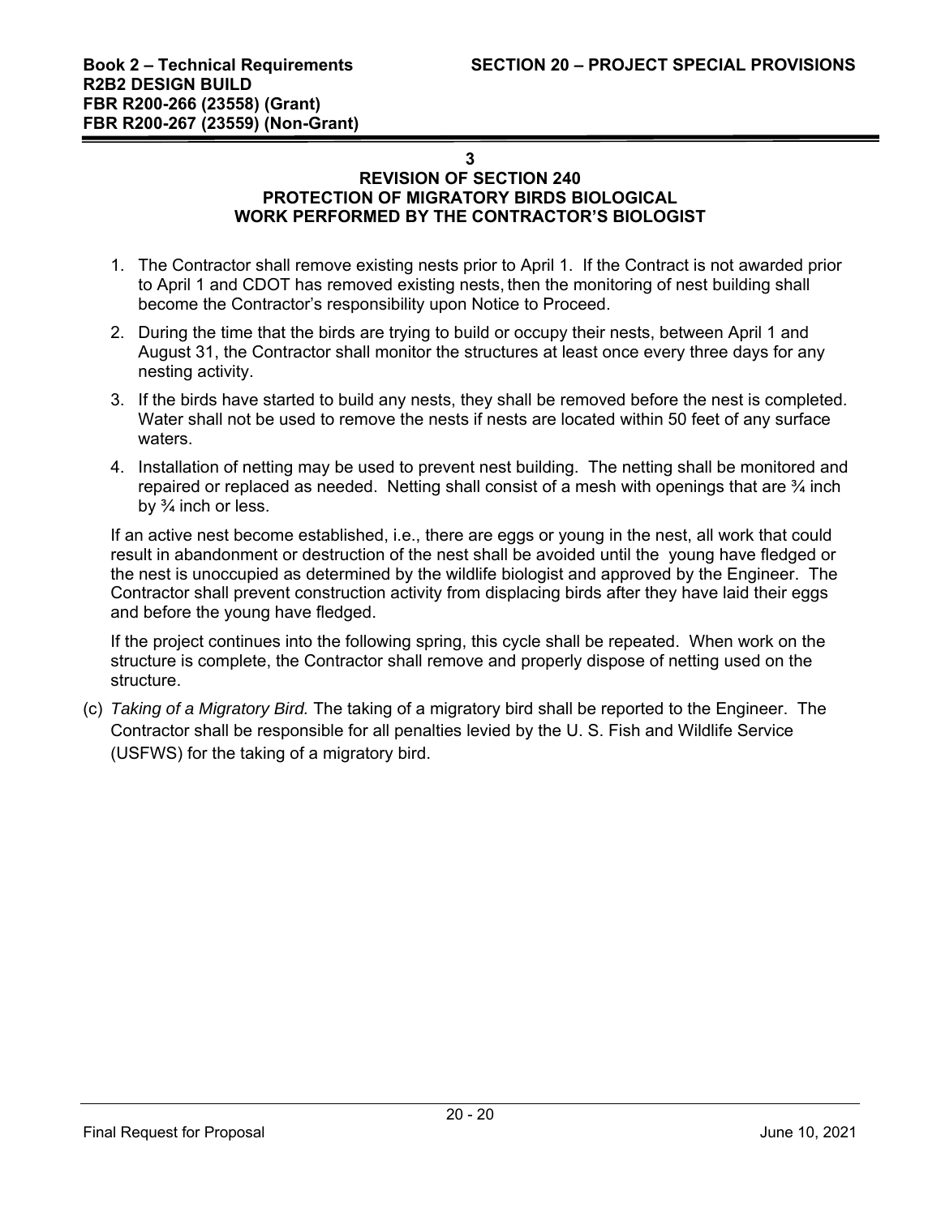**3**

**REVISION OF SECTION 240**
**PROTECTION OF MIGRATORY BIRDS BIOLOGICAL**
**WORK PERFORMED BY THE CONTRACTOR'S BIOLOGIST**

1. The Contractor shall remove existing nests prior to April 1. If the Contract is not awarded prior to April 1 and CDOT has removed existing nests, then the monitoring of nest building shall become the Contractor's responsibility upon Notice to Proceed.
2. During the time that the birds are trying to build or occupy their nests, between April 1 and August 31, the Contractor shall monitor the structures at least once every three days for any nesting activity.
3. If the birds have started to build any nests, they shall be removed before the nest is completed. Water shall not be used to remove the nests if nests are located within 50 feet of any surface waters.
4. Installation of netting may be used to prevent nest building. The netting shall be monitored and repaired or replaced as needed. Netting shall consist of a mesh with openings that are ¾ inch by ¾ inch or less.

If an active nest become established, i.e., there are eggs or young in the nest, all work that could result in abandonment or destruction of the nest shall be avoided until the young have fledged or the nest is unoccupied as determined by the wildlife biologist and approved by the Engineer. The Contractor shall prevent construction activity from displacing birds after they have laid their eggs and before the young have fledged.

If the project continues into the following spring, this cycle shall be repeated. When work on the structure is complete, the Contractor shall remove and properly dispose of netting used on the structure.

(c) *Taking of a Migratory Bird.* The taking of a migratory bird shall be reported to the Engineer. The Contractor shall be responsible for all penalties levied by the U. S. Fish and Wildlife Service (USFWS) for the taking of a migratory bird.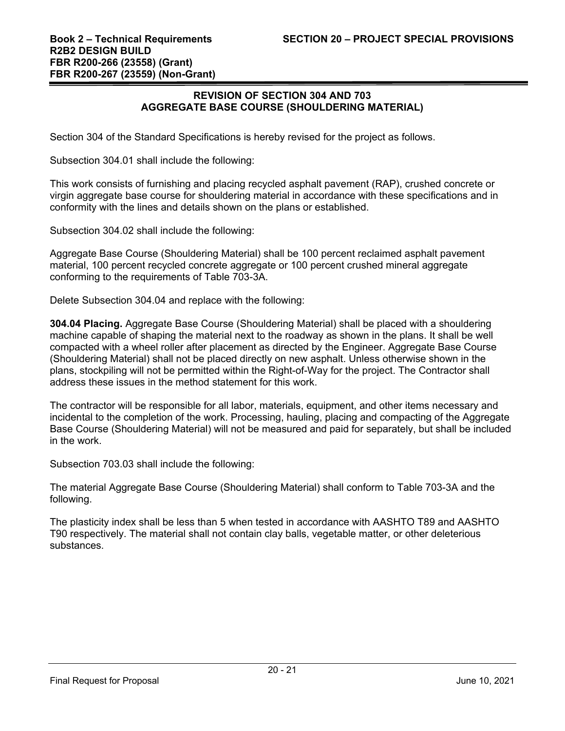## REVISION OF SECTION 304 AND 703
## AGGREGATE BASE COURSE (SHOULDERING MATERIAL)

Section 304 of the Standard Specifications is hereby revised for the project as follows.

Subsection 304.01 shall include the following:

This work consists of furnishing and placing recycled asphalt pavement (RAP), crushed concrete or virgin aggregate base course for shouldering material in accordance with these specifications and in conformity with the lines and details shown on the plans or established.

Subsection 304.02 shall include the following:

Aggregate Base Course (Shouldering Material) shall be 100 percent reclaimed asphalt pavement material, 100 percent recycled concrete aggregate or 100 percent crushed mineral aggregate conforming to the requirements of Table 703-3A.

Delete Subsection 304.04 and replace with the following:

**304.04 Placing.** Aggregate Base Course (Shouldering Material) shall be placed with a shouldering machine capable of shaping the material next to the roadway as shown in the plans. It shall be well compacted with a wheel roller after placement as directed by the Engineer. Aggregate Base Course (Shouldering Material) shall not be placed directly on new asphalt. Unless otherwise shown in the plans, stockpiling will not be permitted within the Right-of-Way for the project. The Contractor shall address these issues in the method statement for this work.

The contractor will be responsible for all labor, materials, equipment, and other items necessary and incidental to the completion of the work. Processing, hauling, placing and compacting of the Aggregate Base Course (Shouldering Material) will not be measured and paid for separately, but shall be included in the work.

Subsection 703.03 shall include the following:

The material Aggregate Base Course (Shouldering Material) shall conform to Table 703-3A and the following.

The plasticity index shall be less than 5 when tested in accordance with AASHTO T89 and AASHTO T90 respectively. The material shall not contain clay balls, vegetable matter, or other deleterious substances.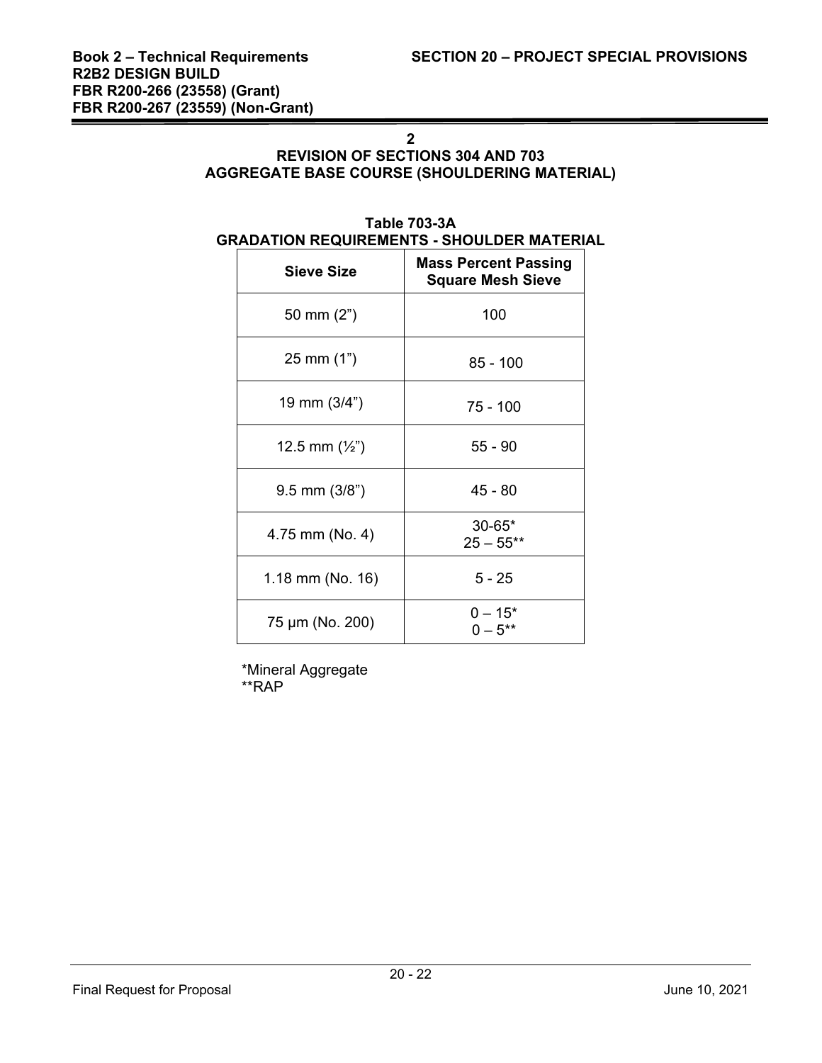**2**

**REVISION OF SECTIONS 304 AND 703**
**AGGREGATE BASE COURSE (SHOULDERING MATERIAL)**

**Table 703-3A**
**GRADATION REQUIREMENTS - SHOULDER MATERIAL**

| Sieve Size | Mass Percent Passing Square Mesh Sieve |
|---|---|
| 50 mm (2") | 100 |
| 25 mm (1") | 85 - 100 |
| 19 mm (3/4") | 75 - 100 |
| 12.5 mm (½") | 55 - 90 |
| 9.5 mm (3/8") | 45 - 80 |
| 4.75 mm (No. 4) | 30-65*<br>25 – 55** |
| 1.18 mm (No. 16) | 5 - 25 |
| 75 µm (No. 200) | 0 – 15*<br>0 – 5** |

*Mineral Aggregate
**RAP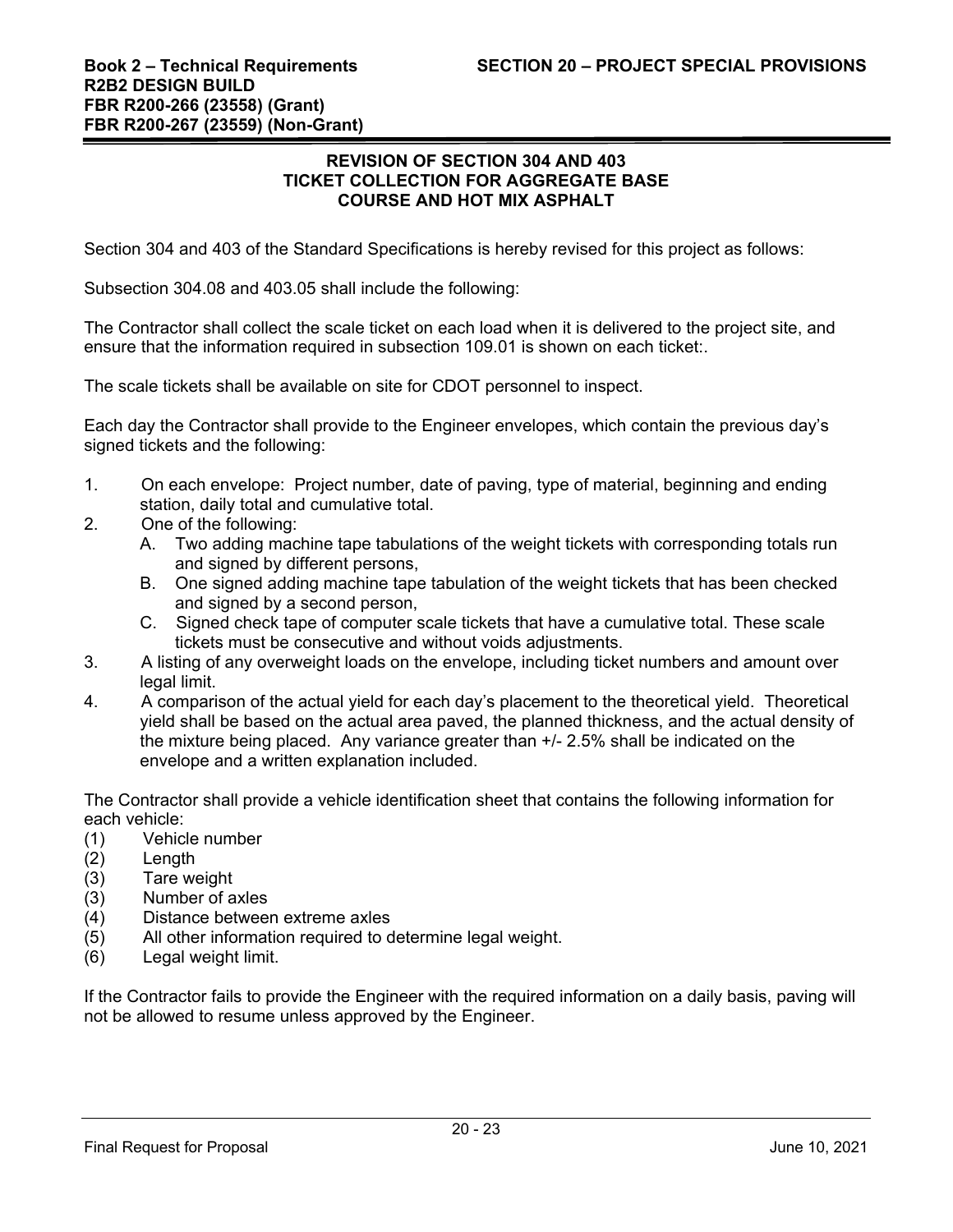## REVISION OF SECTION 304 AND 403 TICKET COLLECTION FOR AGGREGATE BASE COURSE AND HOT MIX ASPHALT

Section 304 and 403 of the Standard Specifications is hereby revised for this project as follows:

Subsection 304.08 and 403.05 shall include the following:

The Contractor shall collect the scale ticket on each load when it is delivered to the project site, and ensure that the information required in subsection 109.01 is shown on each ticket:.

The scale tickets shall be available on site for CDOT personnel to inspect.

Each day the Contractor shall provide to the Engineer envelopes, which contain the previous day's signed tickets and the following:

1. On each envelope: Project number, date of paving, type of material, beginning and ending station, daily total and cumulative total.
2. One of the following:
   - A. Two adding machine tape tabulations of the weight tickets with corresponding totals run and signed by different persons,
   - B. One signed adding machine tape tabulation of the weight tickets that has been checked and signed by a second person,
   - C. Signed check tape of computer scale tickets that have a cumulative total. These scale tickets must be consecutive and without voids adjustments.
3. A listing of any overweight loads on the envelope, including ticket numbers and amount over legal limit.
4. A comparison of the actual yield for each day's placement to the theoretical yield. Theoretical yield shall be based on the actual area paved, the planned thickness, and the actual density of the mixture being placed. Any variance greater than +/- 2.5% shall be indicated on the envelope and a written explanation included.

The Contractor shall provide a vehicle identification sheet that contains the following information for each vehicle:

(1) Vehicle number
(2) Length
(3) Tare weight
(3) Number of axles
(4) Distance between extreme axles
(5) All other information required to determine legal weight.
(6) Legal weight limit.

If the Contractor fails to provide the Engineer with the required information on a daily basis, paving will not be allowed to resume unless approved by the Engineer.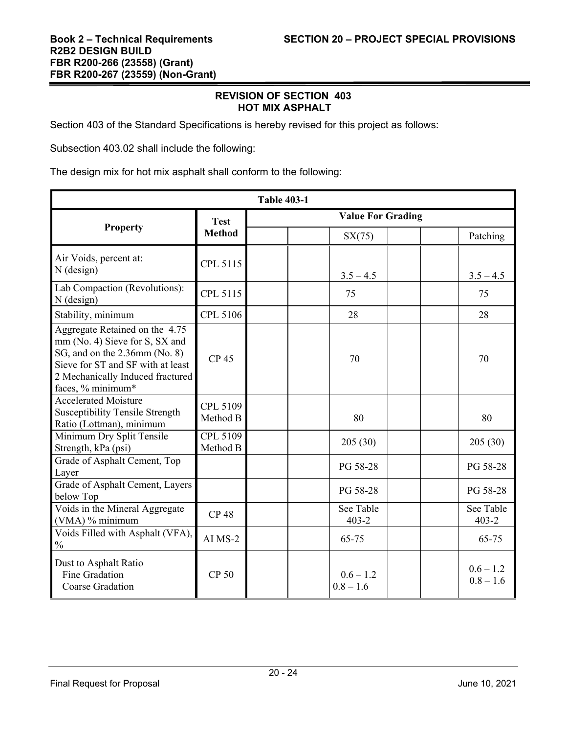## REVISION OF SECTION 403
## HOT MIX ASPHALT

Section 403 of the Standard Specifications is hereby revised for this project as follows:

Subsection 403.02 shall include the following:

The design mix for hot mix asphalt shall conform to the following:

| Table 403-1 | | | | | | | |
|---|---|---|---|---|---|---|---|
| **Property** | **Test Method** | **Value For Grading** | | | | | |
| | | | | SX(75) | | | Patching |
| Air Voids, percent at: N (design) | CPL 5115 | | | 3.5 – 4.5 | | | 3.5 – 4.5 |
| Lab Compaction (Revolutions): N (design) | CPL 5115 | | | 75 | | | 75 |
| Stability, minimum | CPL 5106 | | | 28 | | | 28 |
| Aggregate Retained on the 4.75 mm (No. 4) Sieve for S, SX and SG, and on the 2.36mm (No. 8) Sieve for ST and SF with at least 2 Mechanically Induced fractured faces, % minimum* | CP 45 | | | 70 | | | 70 |
| Accelerated Moisture Susceptibility Tensile Strength Ratio (Lottman), minimum | CPL 5109 Method B | | | 80 | | | 80 |
| Minimum Dry Split Tensile Strength, kPa (psi) | CPL 5109 Method B | | | 205 (30) | | | 205 (30) |
| Grade of Asphalt Cement, Top Layer | | | | PG 58-28 | | | PG 58-28 |
| Grade of Asphalt Cement, Layers below Top | | | | PG 58-28 | | | PG 58-28 |
| Voids in the Mineral Aggregate (VMA) % minimum | CP 48 | | | See Table 403-2 | | | See Table 403-2 |
| Voids Filled with Asphalt (VFA), % | AI MS-2 | | | 65-75 | | | 65-75 |
| Dust to Asphalt Ratio<br>Fine Gradation<br>Coarse Gradation | CP 50 | | | 0.6 – 1.2<br>0.8 – 1.6 | | | 0.6 – 1.2<br>0.8 – 1.6 |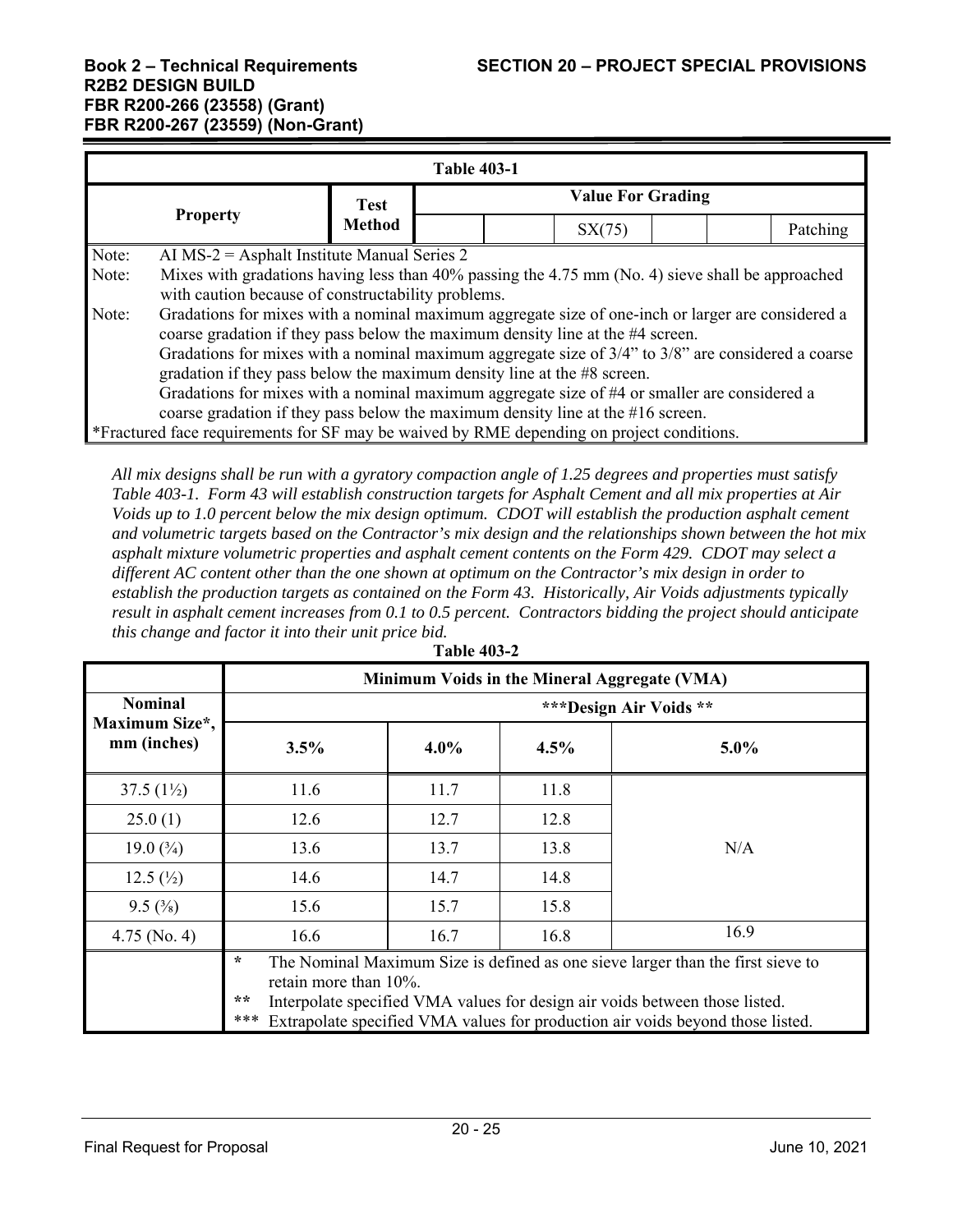**Table 403-1**

| Property | Test Method | Value For Grading | | | | | |
|---|---|---|---|---|---|---|---|
| | | | | SX(75) | | | Patching |

Note: AI MS-2 = Asphalt Institute Manual Series 2

Note: Mixes with gradations having less than 40% passing the 4.75 mm (No. 4) sieve shall be approached with caution because of constructability problems.

Note: Gradations for mixes with a nominal maximum aggregate size of one-inch or larger are considered a coarse gradation if they pass below the maximum density line at the #4 screen.
Gradations for mixes with a nominal maximum aggregate size of 3/4" to 3/8" are considered a coarse gradation if they pass below the maximum density line at the #8 screen.
Gradations for mixes with a nominal maximum aggregate size of #4 or smaller are considered a coarse gradation if they pass below the maximum density line at the #16 screen.

*Fractured face requirements for SF may be waived by RME depending on project conditions.

*All mix designs shall be run with a gyratory compaction angle of 1.25 degrees and properties must satisfy Table 403-1. Form 43 will establish construction targets for Asphalt Cement and all mix properties at Air Voids up to 1.0 percent below the mix design optimum. CDOT will establish the production asphalt cement and volumetric targets based on the Contractor's mix design and the relationships shown between the hot mix asphalt mixture volumetric properties and asphalt cement contents on the Form 429. CDOT may select a different AC content other than the one shown at optimum on the Contractor's mix design in order to establish the production targets as contained on the Form 43. Historically, Air Voids adjustments typically result in asphalt cement increases from 0.1 to 0.5 percent. Contractors bidding the project should anticipate this change and factor it into their unit price bid.*

**Table 403-2**

| Nominal Maximum Size*, mm (inches) | Minimum Voids in the Mineral Aggregate (VMA) | | | |
|---|---|---|---|---|
| | ***Design Air Voids ** | | | |
| | 3.5% | 4.0% | 4.5% | 5.0% |
| 37.5 (1½) | 11.6 | 11.7 | 11.8 | N/A |
| 25.0 (1) | 12.6 | 12.7 | 12.8 | N/A |
| 19.0 (¾) | 13.6 | 13.7 | 13.8 | N/A |
| 12.5 (½) | 14.6 | 14.7 | 14.8 | N/A |
| 9.5 (⅜) | 15.6 | 15.7 | 15.8 | N/A |
| 4.75 (No. 4) | 16.6 | 16.7 | 16.8 | 16.9 |

\* The Nominal Maximum Size is defined as one sieve larger than the first sieve to retain more than 10%.
** Interpolate specified VMA values for design air voids between those listed.
*** Extrapolate specified VMA values for production air voids beyond those listed.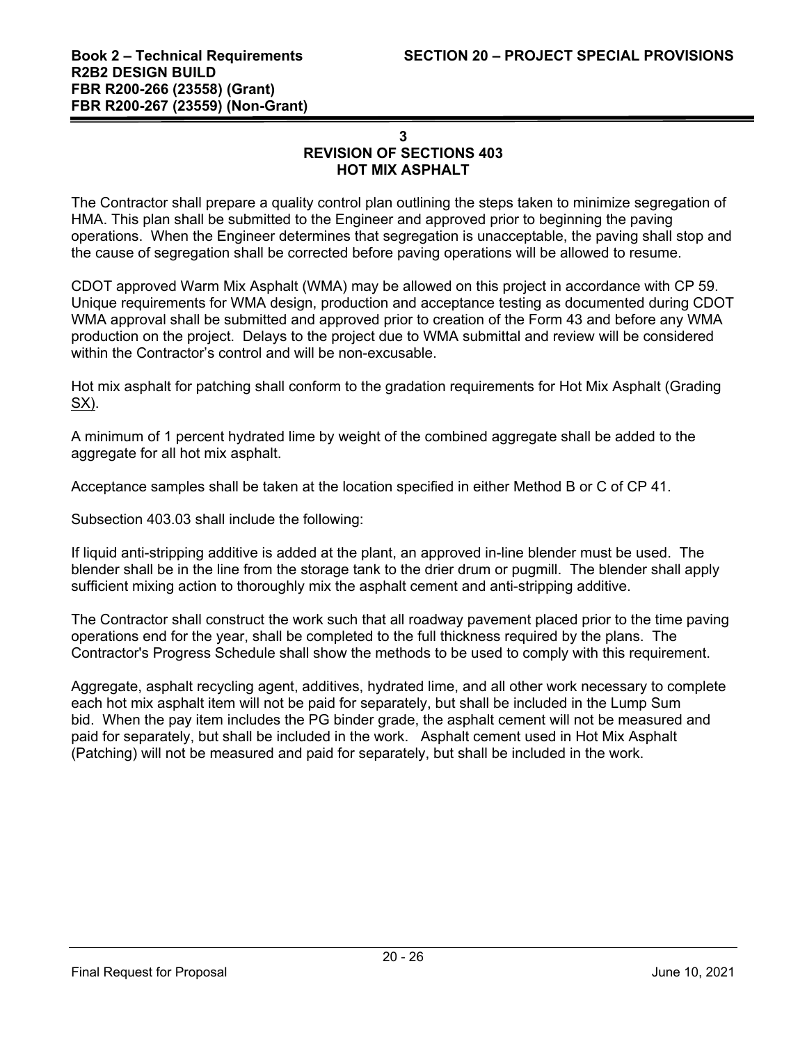## 3
## REVISION OF SECTIONS 403
## HOT MIX ASPHALT

The Contractor shall prepare a quality control plan outlining the steps taken to minimize segregation of HMA. This plan shall be submitted to the Engineer and approved prior to beginning the paving operations. When the Engineer determines that segregation is unacceptable, the paving shall stop and the cause of segregation shall be corrected before paving operations will be allowed to resume.

CDOT approved Warm Mix Asphalt (WMA) may be allowed on this project in accordance with CP 59. Unique requirements for WMA design, production and acceptance testing as documented during CDOT WMA approval shall be submitted and approved prior to creation of the Form 43 and before any WMA production on the project. Delays to the project due to WMA submittal and review will be considered within the Contractor's control and will be non-excusable.

Hot mix asphalt for patching shall conform to the gradation requirements for Hot Mix Asphalt (Grading SX).

A minimum of 1 percent hydrated lime by weight of the combined aggregate shall be added to the aggregate for all hot mix asphalt.

Acceptance samples shall be taken at the location specified in either Method B or C of CP 41.

Subsection 403.03 shall include the following:

If liquid anti-stripping additive is added at the plant, an approved in-line blender must be used. The blender shall be in the line from the storage tank to the drier drum or pugmill. The blender shall apply sufficient mixing action to thoroughly mix the asphalt cement and anti-stripping additive.

The Contractor shall construct the work such that all roadway pavement placed prior to the time paving operations end for the year, shall be completed to the full thickness required by the plans. The Contractor's Progress Schedule shall show the methods to be used to comply with this requirement.

Aggregate, asphalt recycling agent, additives, hydrated lime, and all other work necessary to complete each hot mix asphalt item will not be paid for separately, but shall be included in the Lump Sum bid. When the pay item includes the PG binder grade, the asphalt cement will not be measured and paid for separately, but shall be included in the work. Asphalt cement used in Hot Mix Asphalt (Patching) will not be measured and paid for separately, but shall be included in the work.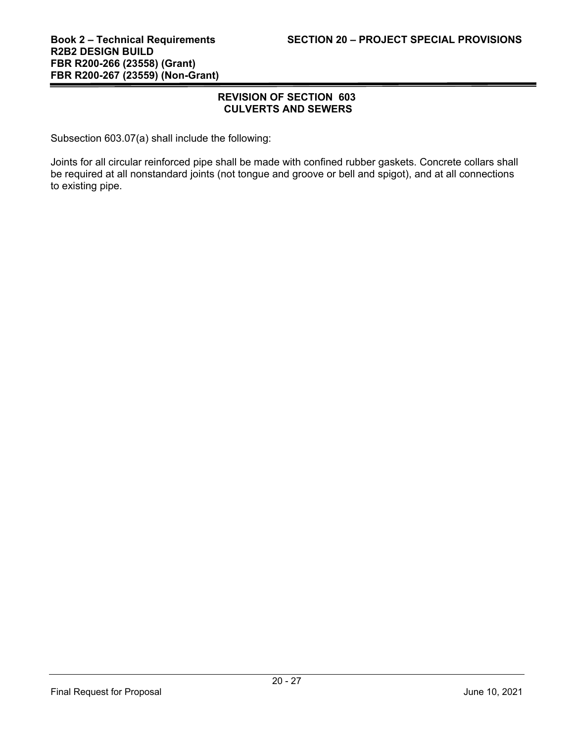## REVISION OF SECTION 603 CULVERTS AND SEWERS

Subsection 603.07(a) shall include the following:

Joints for all circular reinforced pipe shall be made with confined rubber gaskets. Concrete collars shall be required at all nonstandard joints (not tongue and groove or bell and spigot), and at all connections to existing pipe.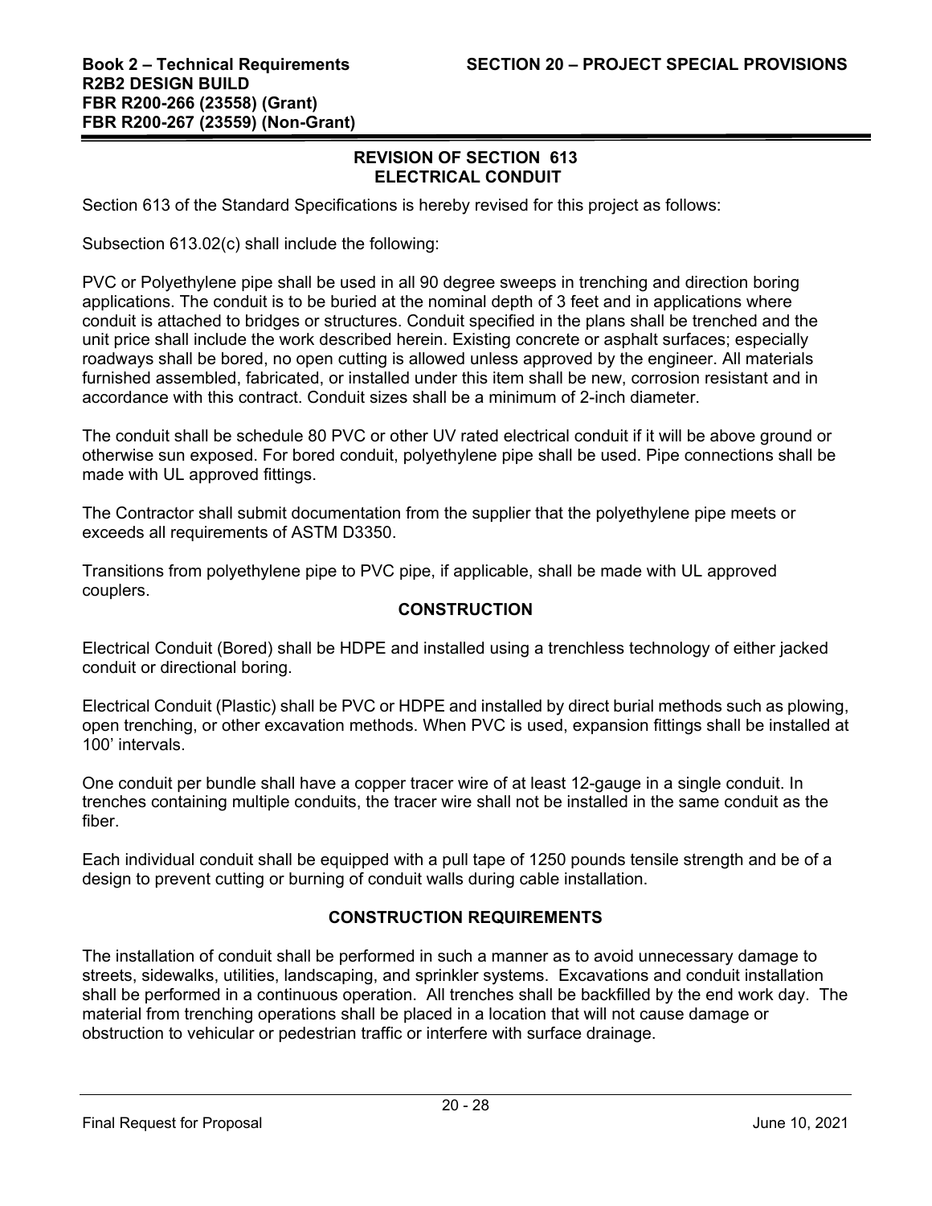## REVISION OF SECTION 613
## ELECTRICAL CONDUIT

Section 613 of the Standard Specifications is hereby revised for this project as follows:

Subsection 613.02(c) shall include the following:

PVC or Polyethylene pipe shall be used in all 90 degree sweeps in trenching and direction boring applications. The conduit is to be buried at the nominal depth of 3 feet and in applications where conduit is attached to bridges or structures. Conduit specified in the plans shall be trenched and the unit price shall include the work described herein. Existing concrete or asphalt surfaces; especially roadways shall be bored, no open cutting is allowed unless approved by the engineer. All materials furnished assembled, fabricated, or installed under this item shall be new, corrosion resistant and in accordance with this contract. Conduit sizes shall be a minimum of 2-inch diameter.

The conduit shall be schedule 80 PVC or other UV rated electrical conduit if it will be above ground or otherwise sun exposed. For bored conduit, polyethylene pipe shall be used. Pipe connections shall be made with UL approved fittings.

The Contractor shall submit documentation from the supplier that the polyethylene pipe meets or exceeds all requirements of ASTM D3350.

Transitions from polyethylene pipe to PVC pipe, if applicable, shall be made with UL approved couplers.

### CONSTRUCTION

Electrical Conduit (Bored) shall be HDPE and installed using a trenchless technology of either jacked conduit or directional boring.

Electrical Conduit (Plastic) shall be PVC or HDPE and installed by direct burial methods such as plowing, open trenching, or other excavation methods. When PVC is used, expansion fittings shall be installed at 100' intervals.

One conduit per bundle shall have a copper tracer wire of at least 12-gauge in a single conduit. In trenches containing multiple conduits, the tracer wire shall not be installed in the same conduit as the fiber.

Each individual conduit shall be equipped with a pull tape of 1250 pounds tensile strength and be of a design to prevent cutting or burning of conduit walls during cable installation.

### CONSTRUCTION REQUIREMENTS

The installation of conduit shall be performed in such a manner as to avoid unnecessary damage to streets, sidewalks, utilities, landscaping, and sprinkler systems. Excavations and conduit installation shall be performed in a continuous operation. All trenches shall be backfilled by the end work day. The material from trenching operations shall be placed in a location that will not cause damage or obstruction to vehicular or pedestrian traffic or interfere with surface drainage.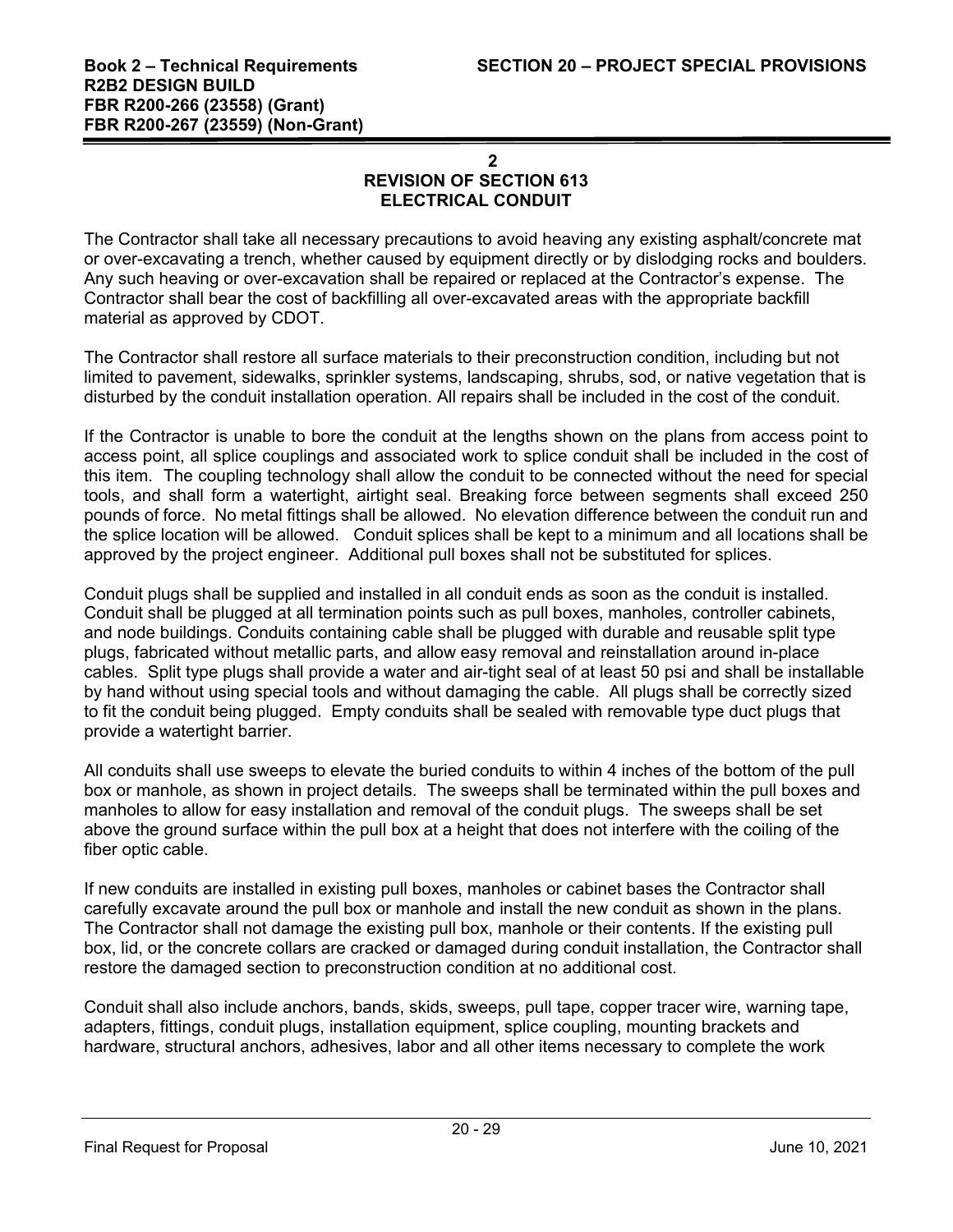## 2
## REVISION OF SECTION 613
## ELECTRICAL CONDUIT

The Contractor shall take all necessary precautions to avoid heaving any existing asphalt/concrete mat or over-excavating a trench, whether caused by equipment directly or by dislodging rocks and boulders. Any such heaving or over-excavation shall be repaired or replaced at the Contractor's expense. The Contractor shall bear the cost of backfilling all over-excavated areas with the appropriate backfill material as approved by CDOT.

The Contractor shall restore all surface materials to their preconstruction condition, including but not limited to pavement, sidewalks, sprinkler systems, landscaping, shrubs, sod, or native vegetation that is disturbed by the conduit installation operation. All repairs shall be included in the cost of the conduit.

If the Contractor is unable to bore the conduit at the lengths shown on the plans from access point to access point, all splice couplings and associated work to splice conduit shall be included in the cost of this item. The coupling technology shall allow the conduit to be connected without the need for special tools, and shall form a watertight, airtight seal. Breaking force between segments shall exceed 250 pounds of force. No metal fittings shall be allowed. No elevation difference between the conduit run and the splice location will be allowed. Conduit splices shall be kept to a minimum and all locations shall be approved by the project engineer. Additional pull boxes shall not be substituted for splices.

Conduit plugs shall be supplied and installed in all conduit ends as soon as the conduit is installed. Conduit shall be plugged at all termination points such as pull boxes, manholes, controller cabinets, and node buildings. Conduits containing cable shall be plugged with durable and reusable split type plugs, fabricated without metallic parts, and allow easy removal and reinstallation around in-place cables. Split type plugs shall provide a water and air-tight seal of at least 50 psi and shall be installable by hand without using special tools and without damaging the cable. All plugs shall be correctly sized to fit the conduit being plugged. Empty conduits shall be sealed with removable type duct plugs that provide a watertight barrier.

All conduits shall use sweeps to elevate the buried conduits to within 4 inches of the bottom of the pull box or manhole, as shown in project details. The sweeps shall be terminated within the pull boxes and manholes to allow for easy installation and removal of the conduit plugs. The sweeps shall be set above the ground surface within the pull box at a height that does not interfere with the coiling of the fiber optic cable.

If new conduits are installed in existing pull boxes, manholes or cabinet bases the Contractor shall carefully excavate around the pull box or manhole and install the new conduit as shown in the plans. The Contractor shall not damage the existing pull box, manhole or their contents. If the existing pull box, lid, or the concrete collars are cracked or damaged during conduit installation, the Contractor shall restore the damaged section to preconstruction condition at no additional cost.

Conduit shall also include anchors, bands, skids, sweeps, pull tape, copper tracer wire, warning tape, adapters, fittings, conduit plugs, installation equipment, splice coupling, mounting brackets and hardware, structural anchors, adhesives, labor and all other items necessary to complete the work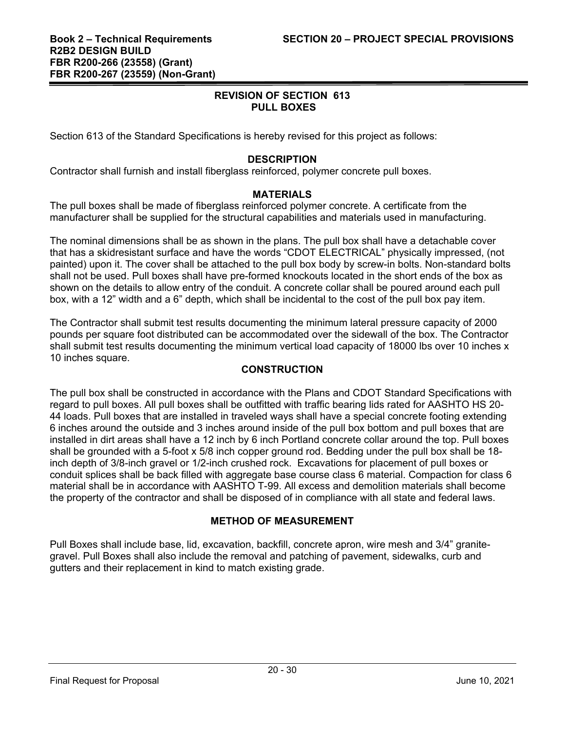## REVISION OF SECTION 613
## PULL BOXES

Section 613 of the Standard Specifications is hereby revised for this project as follows:

### DESCRIPTION

Contractor shall furnish and install fiberglass reinforced, polymer concrete pull boxes.

### MATERIALS

The pull boxes shall be made of fiberglass reinforced polymer concrete. A certificate from the manufacturer shall be supplied for the structural capabilities and materials used in manufacturing.

The nominal dimensions shall be as shown in the plans. The pull box shall have a detachable cover that has a skidresistant surface and have the words "CDOT ELECTRICAL" physically impressed, (not painted) upon it. The cover shall be attached to the pull box body by screw-in bolts. Non-standard bolts shall not be used. Pull boxes shall have pre-formed knockouts located in the short ends of the box as shown on the details to allow entry of the conduit. A concrete collar shall be poured around each pull box, with a 12" width and a 6" depth, which shall be incidental to the cost of the pull box pay item.

The Contractor shall submit test results documenting the minimum lateral pressure capacity of 2000 pounds per square foot distributed can be accommodated over the sidewall of the box. The Contractor shall submit test results documenting the minimum vertical load capacity of 18000 lbs over 10 inches x 10 inches square.

### CONSTRUCTION

The pull box shall be constructed in accordance with the Plans and CDOT Standard Specifications with regard to pull boxes. All pull boxes shall be outfitted with traffic bearing lids rated for AASHTO HS 20-44 loads. Pull boxes that are installed in traveled ways shall have a special concrete footing extending 6 inches around the outside and 3 inches around inside of the pull box bottom and pull boxes that are installed in dirt areas shall have a 12 inch by 6 inch Portland concrete collar around the top. Pull boxes shall be grounded with a 5-foot x 5/8 inch copper ground rod. Bedding under the pull box shall be 18-inch depth of 3/8-inch gravel or 1/2-inch crushed rock. Excavations for placement of pull boxes or conduit splices shall be back filled with aggregate base course class 6 material. Compaction for class 6 material shall be in accordance with AASHTO T-99. All excess and demolition materials shall become the property of the contractor and shall be disposed of in compliance with all state and federal laws.

### METHOD OF MEASUREMENT

Pull Boxes shall include base, lid, excavation, backfill, concrete apron, wire mesh and 3/4" granite-gravel. Pull Boxes shall also include the removal and patching of pavement, sidewalks, curb and gutters and their replacement in kind to match existing grade.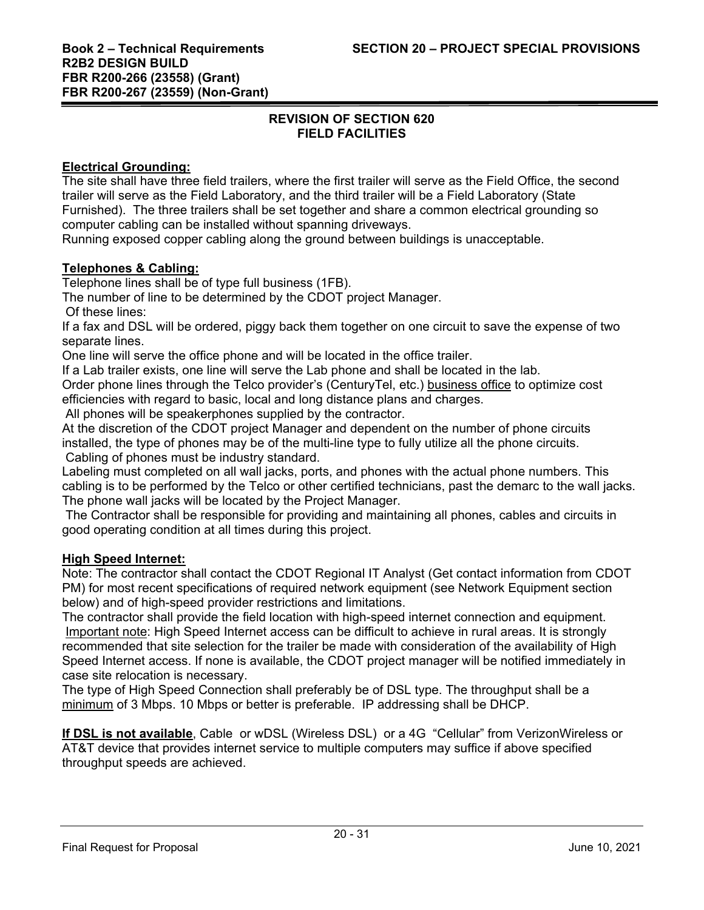## REVISION OF SECTION 620
## FIELD FACILITIES

**Electrical Grounding:**

The site shall have three field trailers, where the first trailer will serve as the Field Office, the second trailer will serve as the Field Laboratory, and the third trailer will be a Field Laboratory (State Furnished). The three trailers shall be set together and share a common electrical grounding so computer cabling can be installed without spanning driveways.

Running exposed copper cabling along the ground between buildings is unacceptable.

**Telephones & Cabling:**

Telephone lines shall be of type full business (1FB).

The number of line to be determined by the CDOT project Manager.

Of these lines:

If a fax and DSL will be ordered, piggy back them together on one circuit to save the expense of two separate lines.

One line will serve the office phone and will be located in the office trailer.

If a Lab trailer exists, one line will serve the Lab phone and shall be located in the lab.

Order phone lines through the Telco provider's (CenturyTel, etc.) business office to optimize cost efficiencies with regard to basic, local and long distance plans and charges.

All phones will be speakerphones supplied by the contractor.

At the discretion of the CDOT project Manager and dependent on the number of phone circuits installed, the type of phones may be of the multi-line type to fully utilize all the phone circuits.

Cabling of phones must be industry standard.

Labeling must completed on all wall jacks, ports, and phones with the actual phone numbers. This cabling is to be performed by the Telco or other certified technicians, past the demarc to the wall jacks. The phone wall jacks will be located by the Project Manager.

The Contractor shall be responsible for providing and maintaining all phones, cables and circuits in good operating condition at all times during this project.

**High Speed Internet:**

Note: The contractor shall contact the CDOT Regional IT Analyst (Get contact information from CDOT PM) for most recent specifications of required network equipment (see Network Equipment section below) and of high-speed provider restrictions and limitations.

The contractor shall provide the field location with high-speed internet connection and equipment.

Important note: High Speed Internet access can be difficult to achieve in rural areas. It is strongly recommended that site selection for the trailer be made with consideration of the availability of High Speed Internet access. If none is available, the CDOT project manager will be notified immediately in case site relocation is necessary.

The type of High Speed Connection shall preferably be of DSL type. The throughput shall be a minimum of 3 Mbps. 10 Mbps or better is preferable. IP addressing shall be DHCP.

**If DSL is not available**, Cable or wDSL (Wireless DSL) or a 4G "Cellular" from VerizonWireless or AT&T device that provides internet service to multiple computers may suffice if above specified throughput speeds are achieved.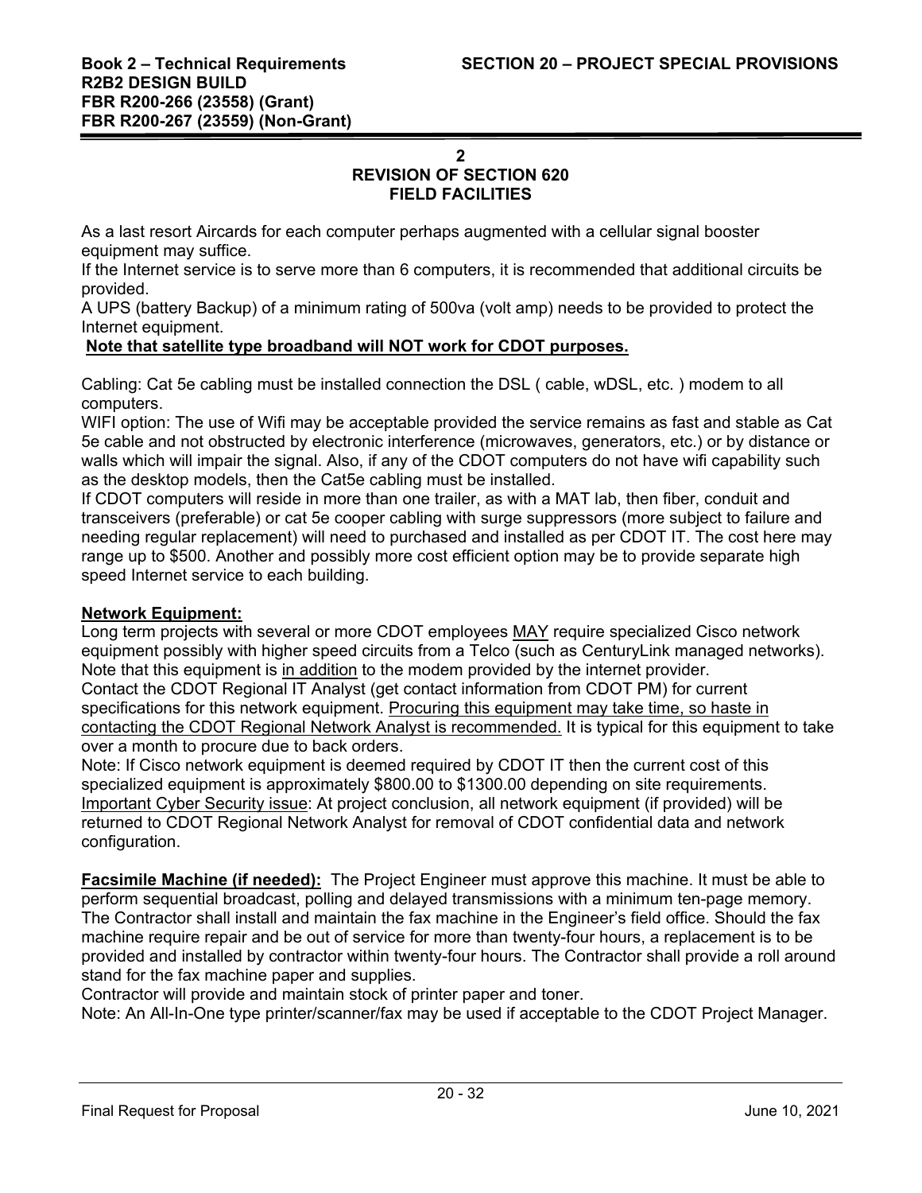## 2
## REVISION OF SECTION 620
## FIELD FACILITIES

As a last resort Aircards for each computer perhaps augmented with a cellular signal booster equipment may suffice.
If the Internet service is to serve more than 6 computers, it is recommended that additional circuits be provided.
A UPS (battery Backup) of a minimum rating of 500va (volt amp) needs to be provided to protect the Internet equipment.
**Note that satellite type broadband will NOT work for CDOT purposes.**

Cabling: Cat 5e cabling must be installed connection the DSL ( cable, wDSL, etc. ) modem to all computers.
WIFI option: The use of Wifi may be acceptable provided the service remains as fast and stable as Cat 5e cable and not obstructed by electronic interference (microwaves, generators, etc.) or by distance or walls which will impair the signal. Also, if any of the CDOT computers do not have wifi capability such as the desktop models, then the Cat5e cabling must be installed.
If CDOT computers will reside in more than one trailer, as with a MAT lab, then fiber, conduit and transceivers (preferable) or cat 5e cooper cabling with surge suppressors (more subject to failure and needing regular replacement) will need to purchased and installed as per CDOT IT. The cost here may range up to $500. Another and possibly more cost efficient option may be to provide separate high speed Internet service to each building.

**Network Equipment:**
Long term projects with several or more CDOT employees MAY require specialized Cisco network equipment possibly with higher speed circuits from a Telco (such as CenturyLink managed networks). Note that this equipment is in addition to the modem provided by the internet provider.
Contact the CDOT Regional IT Analyst (get contact information from CDOT PM) for current specifications for this network equipment. Procuring this equipment may take time, so haste in contacting the CDOT Regional Network Analyst is recommended. It is typical for this equipment to take over a month to procure due to back orders.
Note: If Cisco network equipment is deemed required by CDOT IT then the current cost of this specialized equipment is approximately $800.00 to $1300.00 depending on site requirements.
Important Cyber Security issue: At project conclusion, all network equipment (if provided) will be returned to CDOT Regional Network Analyst for removal of CDOT confidential data and network configuration.

**Facsimile Machine (if needed):** The Project Engineer must approve this machine. It must be able to perform sequential broadcast, polling and delayed transmissions with a minimum ten-page memory. The Contractor shall install and maintain the fax machine in the Engineer's field office. Should the fax machine require repair and be out of service for more than twenty-four hours, a replacement is to be provided and installed by contractor within twenty-four hours. The Contractor shall provide a roll around stand for the fax machine paper and supplies.
Contractor will provide and maintain stock of printer paper and toner.
Note: An All-In-One type printer/scanner/fax may be used if acceptable to the CDOT Project Manager.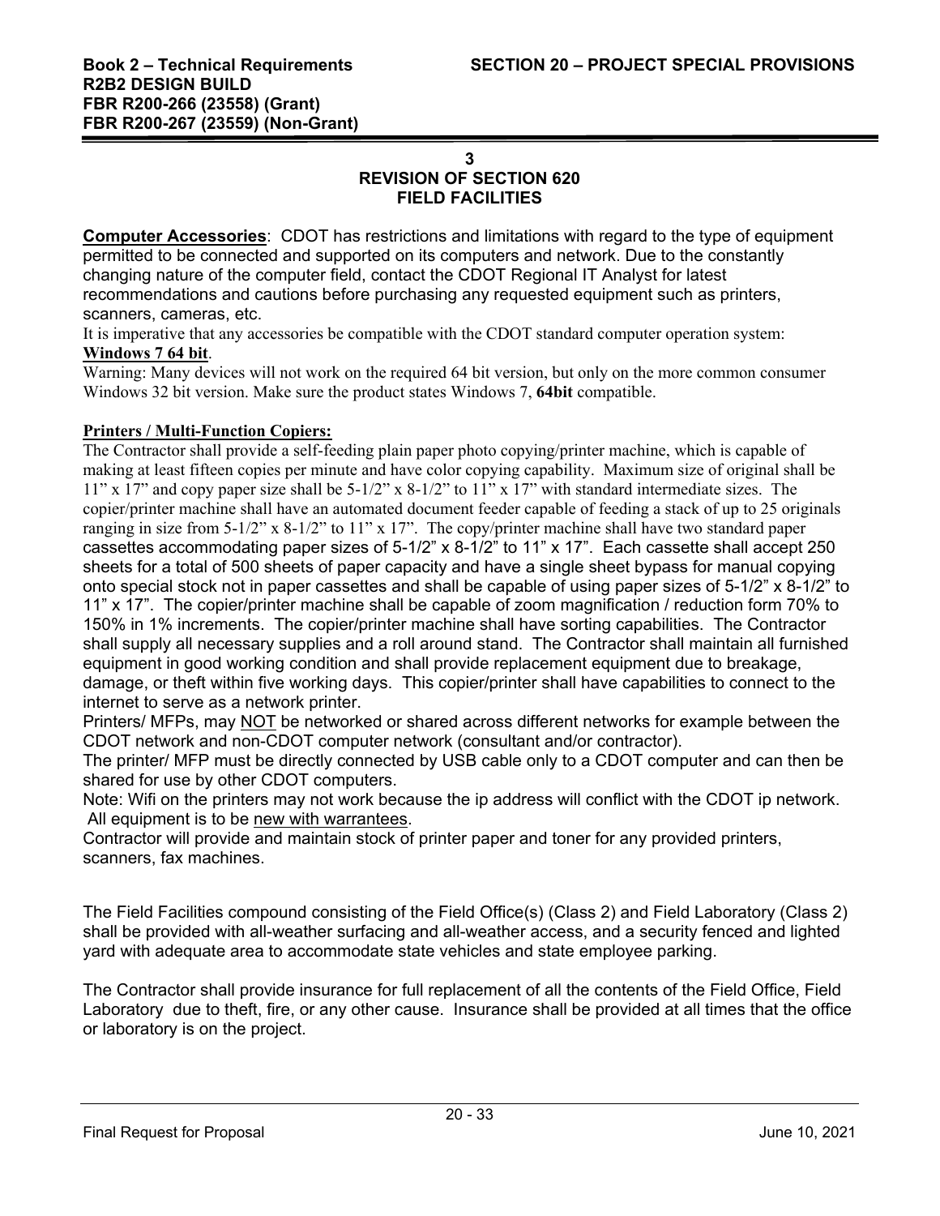## 3
## REVISION OF SECTION 620
## FIELD FACILITIES

**Computer Accessories**: CDOT has restrictions and limitations with regard to the type of equipment permitted to be connected and supported on its computers and network. Due to the constantly changing nature of the computer field, contact the CDOT Regional IT Analyst for latest recommendations and cautions before purchasing any requested equipment such as printers, scanners, cameras, etc.

It is imperative that any accessories be compatible with the CDOT standard computer operation system: **Windows 7 64 bit**.

Warning: Many devices will not work on the required 64 bit version, but only on the more common consumer Windows 32 bit version. Make sure the product states Windows 7, **64bit** compatible.

**Printers / Multi-Function Copiers:**

The Contractor shall provide a self-feeding plain paper photo copying/printer machine, which is capable of making at least fifteen copies per minute and have color copying capability. Maximum size of original shall be 11" x 17" and copy paper size shall be 5-1/2" x 8-1/2" to 11" x 17" with standard intermediate sizes. The copier/printer machine shall have an automated document feeder capable of feeding a stack of up to 25 originals ranging in size from 5-1/2" x 8-1/2" to 11" x 17". The copy/printer machine shall have two standard paper cassettes accommodating paper sizes of 5-1/2" x 8-1/2" to 11" x 17". Each cassette shall accept 250 sheets for a total of 500 sheets of paper capacity and have a single sheet bypass for manual copying onto special stock not in paper cassettes and shall be capable of using paper sizes of 5-1/2" x 8-1/2" to 11" x 17". The copier/printer machine shall be capable of zoom magnification / reduction form 70% to 150% in 1% increments. The copier/printer machine shall have sorting capabilities. The Contractor shall supply all necessary supplies and a roll around stand. The Contractor shall maintain all furnished equipment in good working condition and shall provide replacement equipment due to breakage, damage, or theft within five working days. This copier/printer shall have capabilities to connect to the internet to serve as a network printer.

Printers/ MFPs, may NOT be networked or shared across different networks for example between the CDOT network and non-CDOT computer network (consultant and/or contractor).

The printer/ MFP must be directly connected by USB cable only to a CDOT computer and can then be shared for use by other CDOT computers.

Note: Wifi on the printers may not work because the ip address will conflict with the CDOT ip network. All equipment is to be new with warrantees.

Contractor will provide and maintain stock of printer paper and toner for any provided printers, scanners, fax machines.

The Field Facilities compound consisting of the Field Office(s) (Class 2) and Field Laboratory (Class 2) shall be provided with all-weather surfacing and all-weather access, and a security fenced and lighted yard with adequate area to accommodate state vehicles and state employee parking.

The Contractor shall provide insurance for full replacement of all the contents of the Field Office, Field Laboratory due to theft, fire, or any other cause. Insurance shall be provided at all times that the office or laboratory is on the project.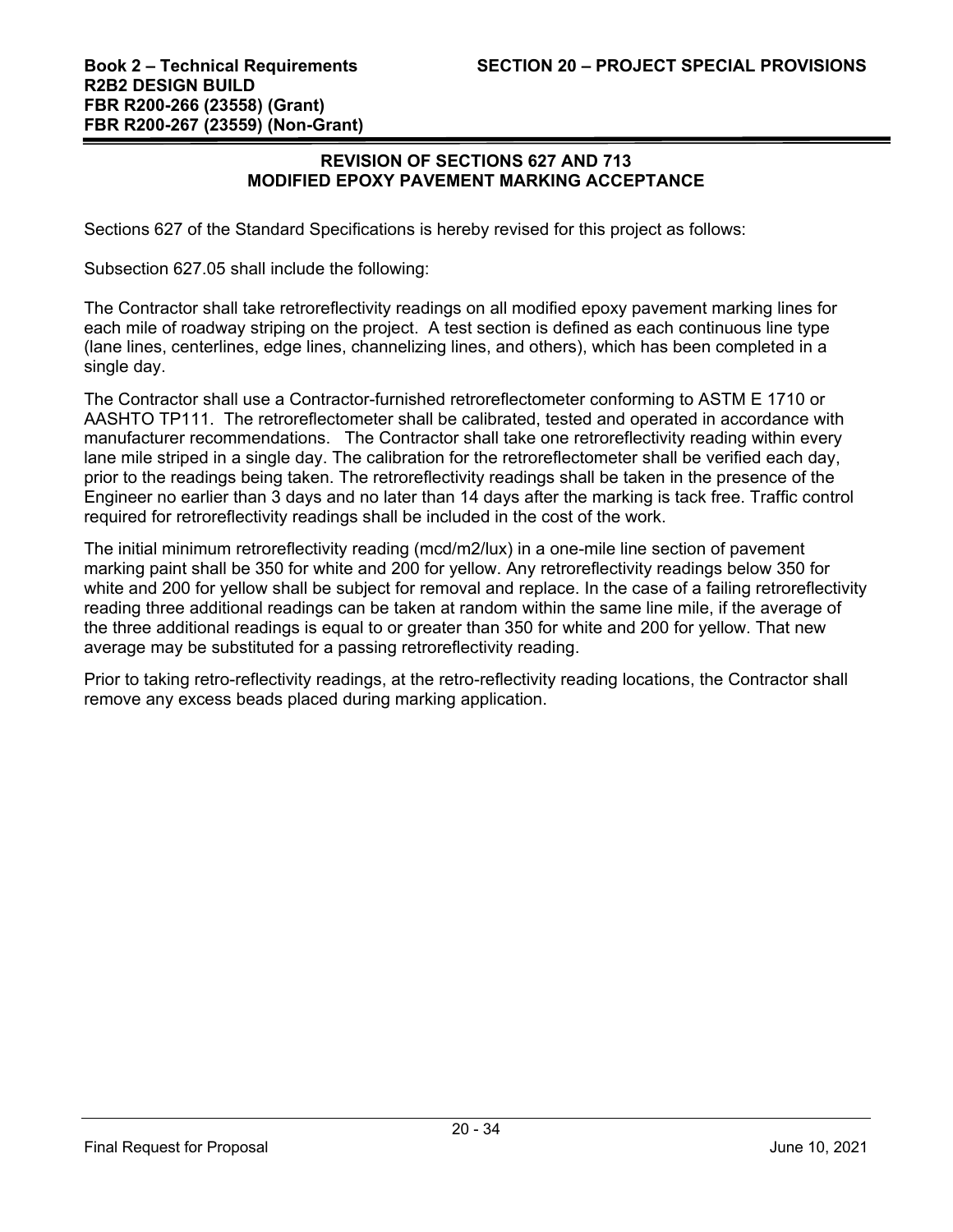## REVISION OF SECTIONS 627 AND 713
## MODIFIED EPOXY PAVEMENT MARKING ACCEPTANCE

Sections 627 of the Standard Specifications is hereby revised for this project as follows:

Subsection 627.05 shall include the following:

The Contractor shall take retroreflectivity readings on all modified epoxy pavement marking lines for each mile of roadway striping on the project. A test section is defined as each continuous line type (lane lines, centerlines, edge lines, channelizing lines, and others), which has been completed in a single day.

The Contractor shall use a Contractor-furnished retroreflectometer conforming to ASTM E 1710 or AASHTO TP111. The retroreflectometer shall be calibrated, tested and operated in accordance with manufacturer recommendations. The Contractor shall take one retroreflectivity reading within every lane mile striped in a single day. The calibration for the retroreflectometer shall be verified each day, prior to the readings being taken. The retroreflectivity readings shall be taken in the presence of the Engineer no earlier than 3 days and no later than 14 days after the marking is tack free. Traffic control required for retroreflectivity readings shall be included in the cost of the work.

The initial minimum retroreflectivity reading (mcd/m2/lux) in a one-mile line section of pavement marking paint shall be 350 for white and 200 for yellow. Any retroreflectivity readings below 350 for white and 200 for yellow shall be subject for removal and replace. In the case of a failing retroreflectivity reading three additional readings can be taken at random within the same line mile, if the average of the three additional readings is equal to or greater than 350 for white and 200 for yellow. That new average may be substituted for a passing retroreflectivity reading.

Prior to taking retro-reflectivity readings, at the retro-reflectivity reading locations, the Contractor shall remove any excess beads placed during marking application.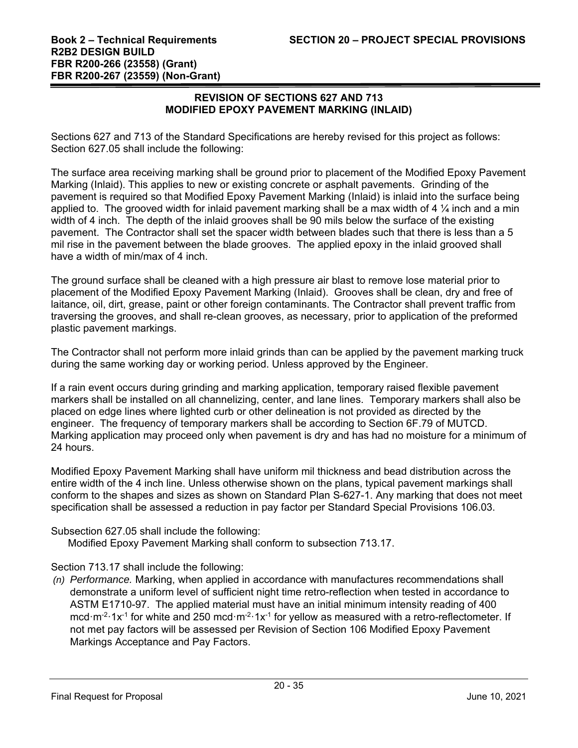## REVISION OF SECTIONS 627 AND 713
## MODIFIED EPOXY PAVEMENT MARKING (INLAID)

Sections 627 and 713 of the Standard Specifications are hereby revised for this project as follows: Section 627.05 shall include the following:

The surface area receiving marking shall be ground prior to placement of the Modified Epoxy Pavement Marking (Inlaid). This applies to new or existing concrete or asphalt pavements. Grinding of the pavement is required so that Modified Epoxy Pavement Marking (Inlaid) is inlaid into the surface being applied to. The grooved width for inlaid pavement marking shall be a max width of 4 ¼ inch and a min width of 4 inch. The depth of the inlaid grooves shall be 90 mils below the surface of the existing pavement. The Contractor shall set the spacer width between blades such that there is less than a 5 mil rise in the pavement between the blade grooves. The applied epoxy in the inlaid grooved shall have a width of min/max of 4 inch.

The ground surface shall be cleaned with a high pressure air blast to remove lose material prior to placement of the Modified Epoxy Pavement Marking (Inlaid). Grooves shall be clean, dry and free of laitance, oil, dirt, grease, paint or other foreign contaminants. The Contractor shall prevent traffic from traversing the grooves, and shall re-clean grooves, as necessary, prior to application of the preformed plastic pavement markings.

The Contractor shall not perform more inlaid grinds than can be applied by the pavement marking truck during the same working day or working period. Unless approved by the Engineer.

If a rain event occurs during grinding and marking application, temporary raised flexible pavement markers shall be installed on all channelizing, center, and lane lines. Temporary markers shall also be placed on edge lines where lighted curb or other delineation is not provided as directed by the engineer. The frequency of temporary markers shall be according to Section 6F.79 of MUTCD. Marking application may proceed only when pavement is dry and has had no moisture for a minimum of 24 hours.

Modified Epoxy Pavement Marking shall have uniform mil thickness and bead distribution across the entire width of the 4 inch line. Unless otherwise shown on the plans, typical pavement markings shall conform to the shapes and sizes as shown on Standard Plan S-627-1. Any marking that does not meet specification shall be assessed a reduction in pay factor per Standard Special Provisions 106.03.

Subsection 627.05 shall include the following:

Modified Epoxy Pavement Marking shall conform to subsection 713.17.

Section 713.17 shall include the following:

*(n) Performance.* Marking, when applied in accordance with manufactures recommendations shall demonstrate a uniform level of sufficient night time retro-reflection when tested in accordance to ASTM E1710-97. The applied material must have an initial minimum intensity reading of 400 $mcd \cdot m^{-2} \cdot 1x^{-1}$ for white and 250 $mcd \cdot m^{-2} \cdot 1x^{-1}$ for yellow as measured with a retro-reflectometer. If not met pay factors will be assessed per Revision of Section 106 Modified Epoxy Pavement Markings Acceptance and Pay Factors.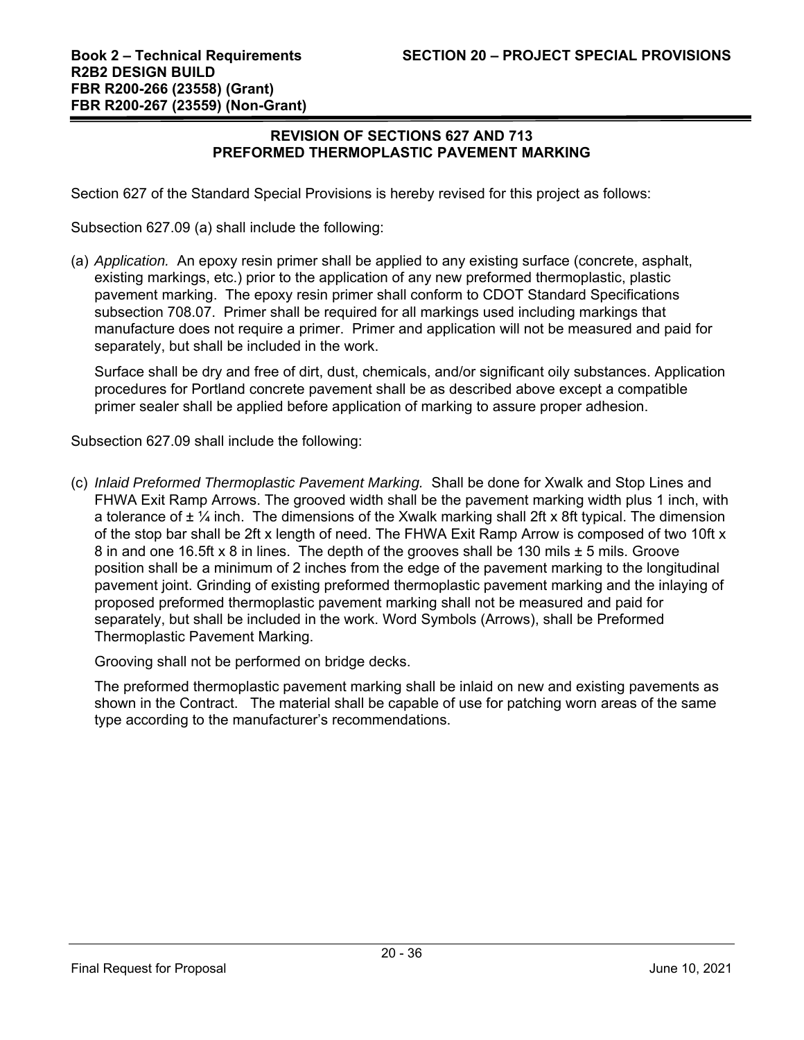## REVISION OF SECTIONS 627 AND 713
## PREFORMED THERMOPLASTIC PAVEMENT MARKING

Section 627 of the Standard Special Provisions is hereby revised for this project as follows:

Subsection 627.09 (a) shall include the following:

(a) *Application.* An epoxy resin primer shall be applied to any existing surface (concrete, asphalt, existing markings, etc.) prior to the application of any new preformed thermoplastic, plastic pavement marking. The epoxy resin primer shall conform to CDOT Standard Specifications subsection 708.07. Primer shall be required for all markings used including markings that manufacture does not require a primer. Primer and application will not be measured and paid for separately, but shall be included in the work.

   Surface shall be dry and free of dirt, dust, chemicals, and/or significant oily substances. Application procedures for Portland concrete pavement shall be as described above except a compatible primer sealer shall be applied before application of marking to assure proper adhesion.

Subsection 627.09 shall include the following:

(c) *Inlaid Preformed Thermoplastic Pavement Marking.* Shall be done for Xwalk and Stop Lines and FHWA Exit Ramp Arrows. The grooved width shall be the pavement marking width plus 1 inch, with a tolerance of ± ¼ inch. The dimensions of the Xwalk marking shall 2ft x 8ft typical. The dimension of the stop bar shall be 2ft x length of need. The FHWA Exit Ramp Arrow is composed of two 10ft x 8 in and one 16.5ft x 8 in lines. The depth of the grooves shall be 130 mils ± 5 mils. Groove position shall be a minimum of 2 inches from the edge of the pavement marking to the longitudinal pavement joint. Grinding of existing preformed thermoplastic pavement marking and the inlaying of proposed preformed thermoplastic pavement marking shall not be measured and paid for separately, but shall be included in the work. Word Symbols (Arrows), shall be Preformed Thermoplastic Pavement Marking.

   Grooving shall not be performed on bridge decks.

   The preformed thermoplastic pavement marking shall be inlaid on new and existing pavements as shown in the Contract. The material shall be capable of use for patching worn areas of the same type according to the manufacturer's recommendations.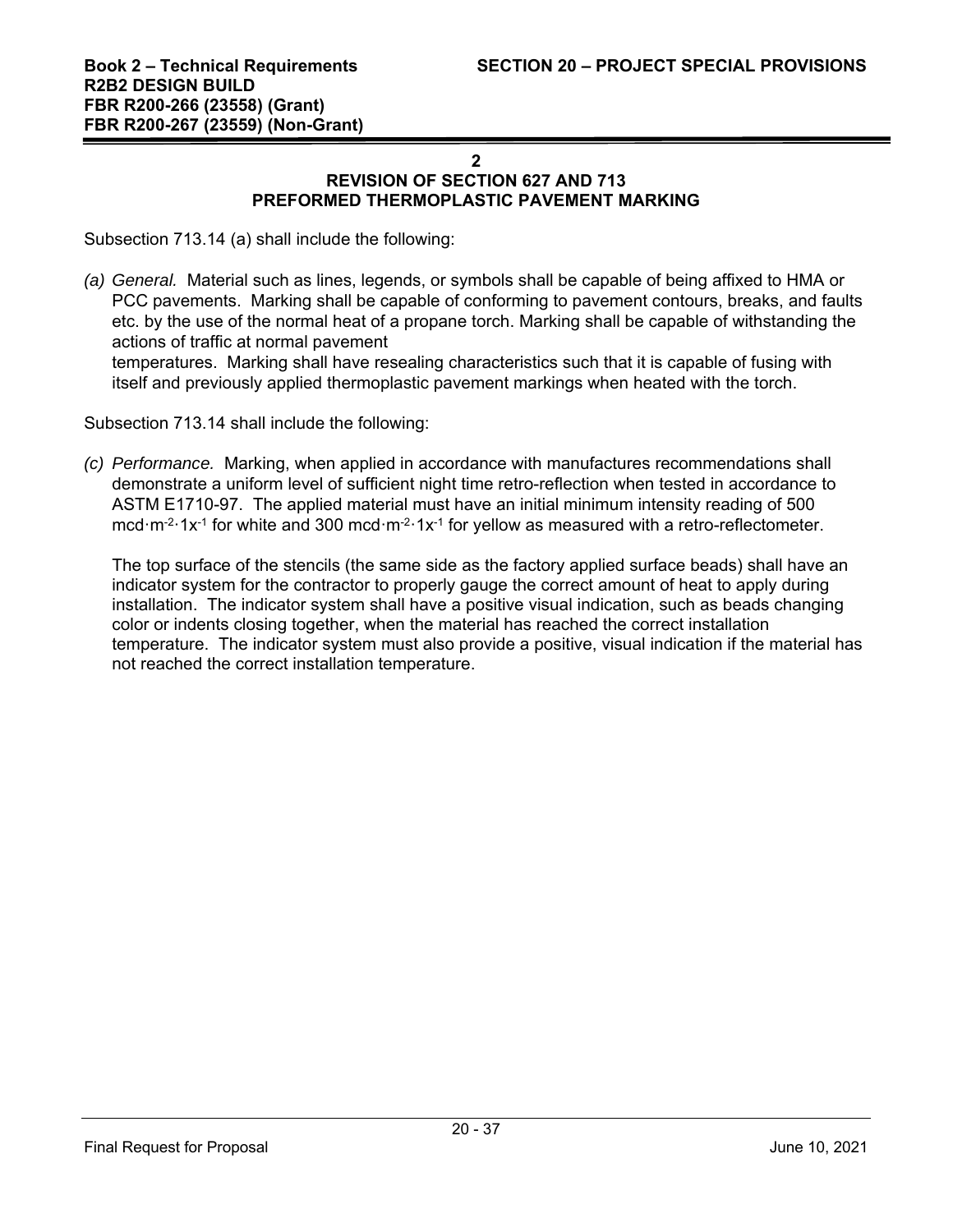## 2

## REVISION OF SECTION 627 AND 713
## PREFORMED THERMOPLASTIC PAVEMENT MARKING

Subsection 713.14 (a) shall include the following:

*(a) General.* Material such as lines, legends, or symbols shall be capable of being affixed to HMA or PCC pavements. Marking shall be capable of conforming to pavement contours, breaks, and faults etc. by the use of the normal heat of a propane torch. Marking shall be capable of withstanding the actions of traffic at normal pavement temperatures. Marking shall have resealing characteristics such that it is capable of fusing with itself and previously applied thermoplastic pavement markings when heated with the torch.

Subsection 713.14 shall include the following:

*(c) Performance.* Marking, when applied in accordance with manufactures recommendations shall demonstrate a uniform level of sufficient night time retro-reflection when tested in accordance to ASTM E1710-97. The applied material must have an initial minimum intensity reading of 500 $mcd{\cdot}m^{-2}{\cdot}1x^{-1}$ for white and 300 $mcd{\cdot}m^{-2}{\cdot}1x^{-1}$ for yellow as measured with a retro-reflectometer.

The top surface of the stencils (the same side as the factory applied surface beads) shall have an indicator system for the contractor to properly gauge the correct amount of heat to apply during installation. The indicator system shall have a positive visual indication, such as beads changing color or indents closing together, when the material has reached the correct installation temperature. The indicator system must also provide a positive, visual indication if the material has not reached the correct installation temperature.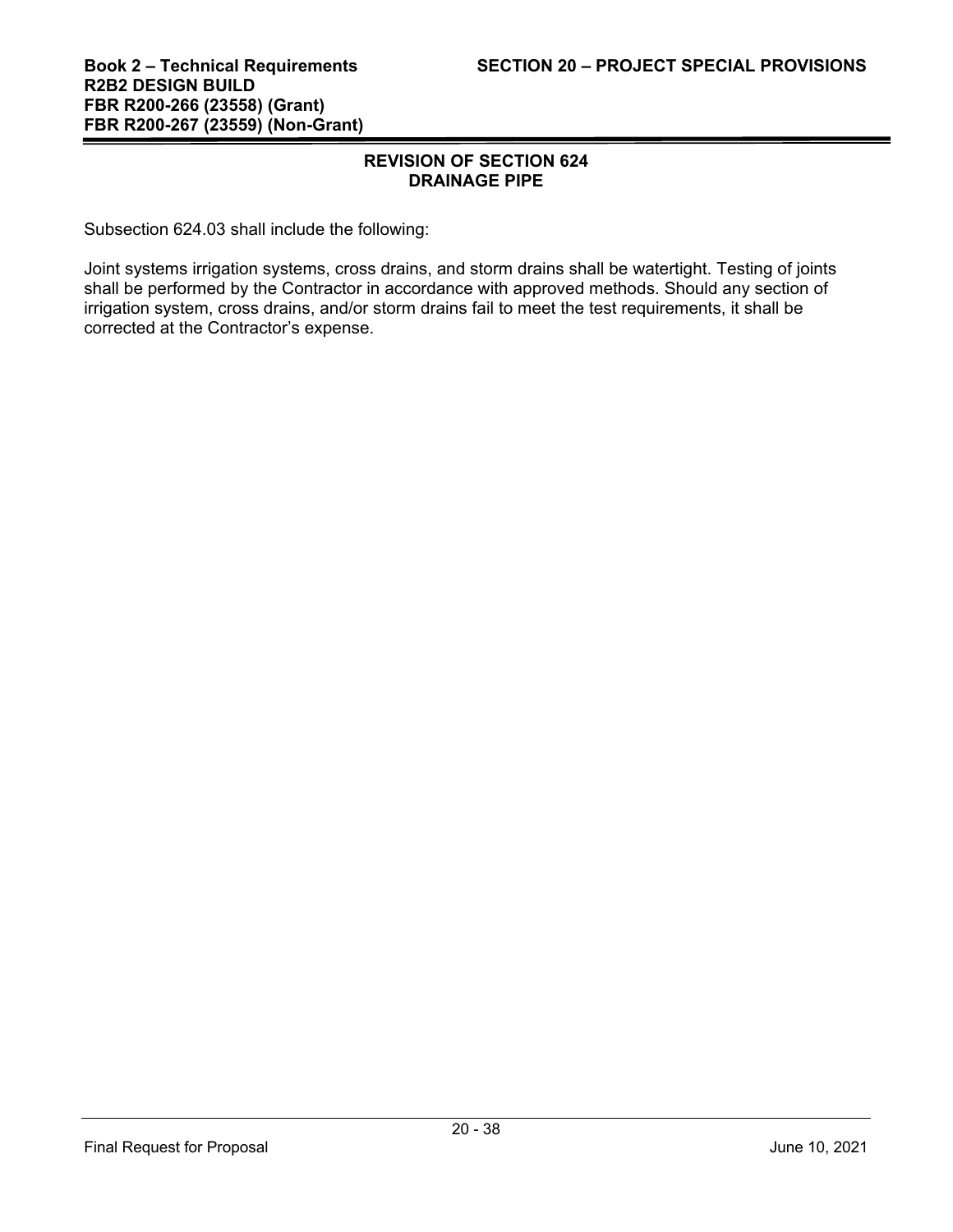## REVISION OF SECTION 624
## DRAINAGE PIPE

Subsection 624.03 shall include the following:

Joint systems irrigation systems, cross drains, and storm drains shall be watertight. Testing of joints shall be performed by the Contractor in accordance with approved methods. Should any section of irrigation system, cross drains, and/or storm drains fail to meet the test requirements, it shall be corrected at the Contractor's expense.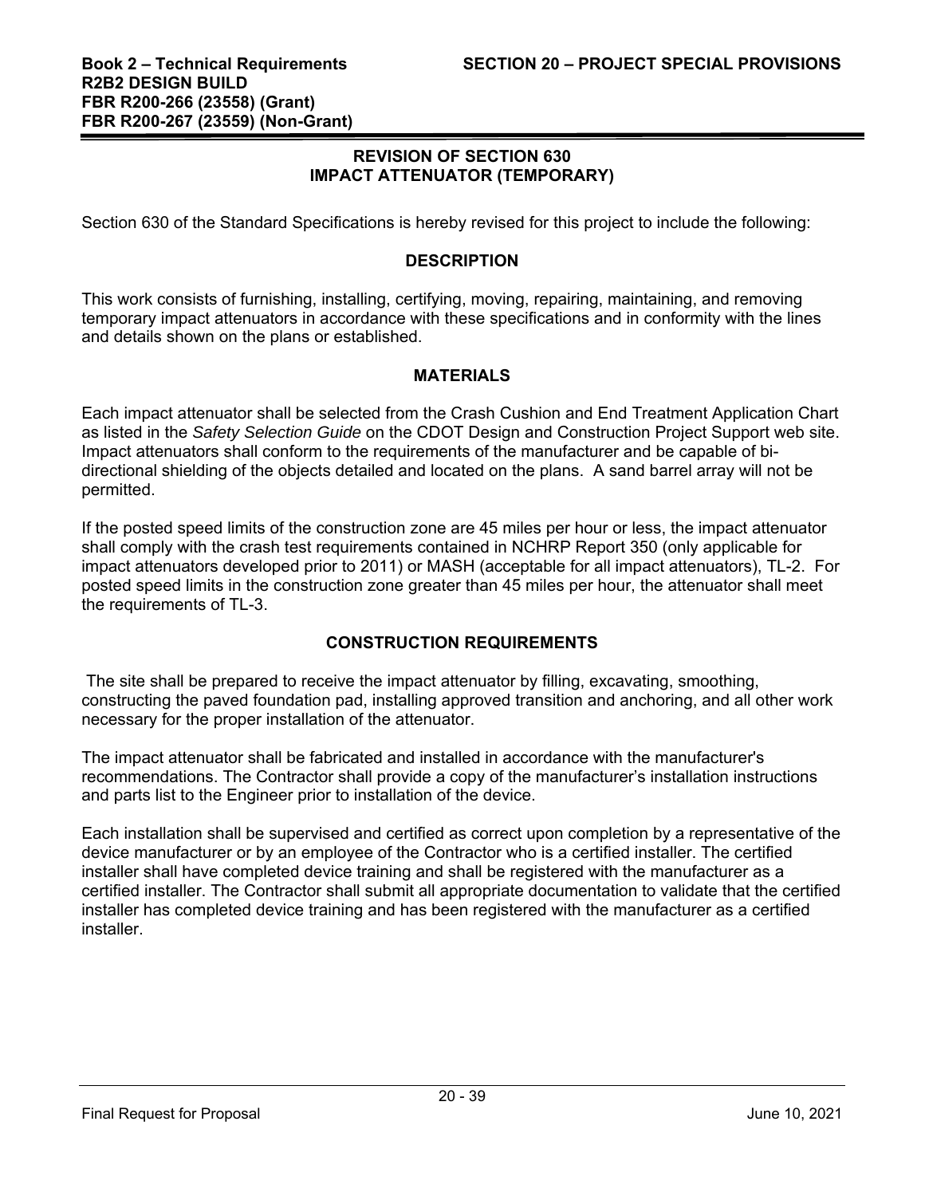## REVISION OF SECTION 630
## IMPACT ATTENUATOR (TEMPORARY)

Section 630 of the Standard Specifications is hereby revised for this project to include the following:

### DESCRIPTION

This work consists of furnishing, installing, certifying, moving, repairing, maintaining, and removing temporary impact attenuators in accordance with these specifications and in conformity with the lines and details shown on the plans or established.

### MATERIALS

Each impact attenuator shall be selected from the Crash Cushion and End Treatment Application Chart as listed in the *Safety Selection Guide* on the CDOT Design and Construction Project Support web site. Impact attenuators shall conform to the requirements of the manufacturer and be capable of bi-directional shielding of the objects detailed and located on the plans. A sand barrel array will not be permitted.

If the posted speed limits of the construction zone are 45 miles per hour or less, the impact attenuator shall comply with the crash test requirements contained in NCHRP Report 350 (only applicable for impact attenuators developed prior to 2011) or MASH (acceptable for all impact attenuators), TL-2. For posted speed limits in the construction zone greater than 45 miles per hour, the attenuator shall meet the requirements of TL-3.

### CONSTRUCTION REQUIREMENTS

The site shall be prepared to receive the impact attenuator by filling, excavating, smoothing, constructing the paved foundation pad, installing approved transition and anchoring, and all other work necessary for the proper installation of the attenuator.

The impact attenuator shall be fabricated and installed in accordance with the manufacturer's recommendations. The Contractor shall provide a copy of the manufacturer's installation instructions and parts list to the Engineer prior to installation of the device.

Each installation shall be supervised and certified as correct upon completion by a representative of the device manufacturer or by an employee of the Contractor who is a certified installer. The certified installer shall have completed device training and shall be registered with the manufacturer as a certified installer. The Contractor shall submit all appropriate documentation to validate that the certified installer has completed device training and has been registered with the manufacturer as a certified installer.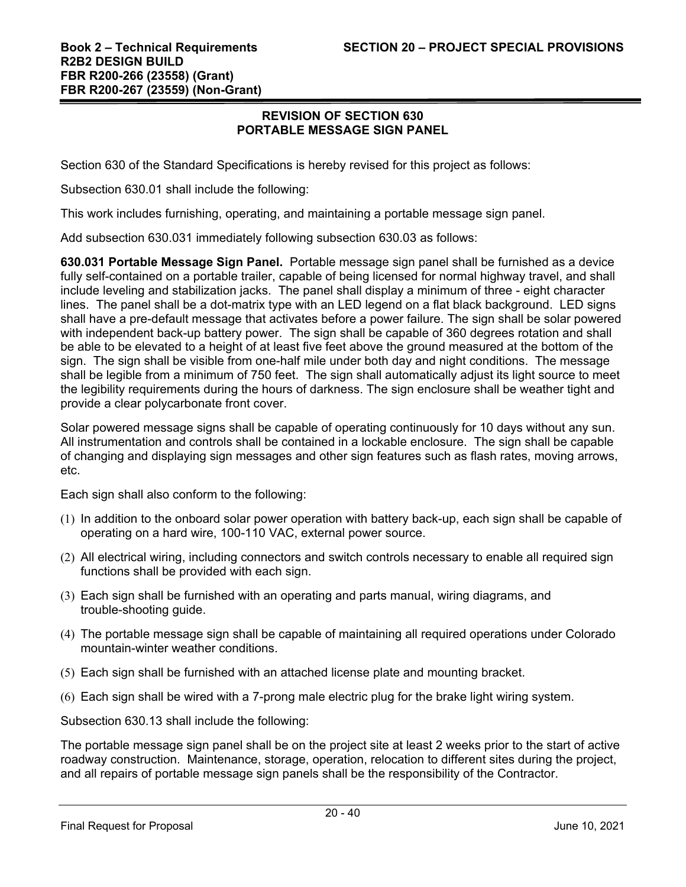## REVISION OF SECTION 630
## PORTABLE MESSAGE SIGN PANEL

Section 630 of the Standard Specifications is hereby revised for this project as follows:

Subsection 630.01 shall include the following:

This work includes furnishing, operating, and maintaining a portable message sign panel.

Add subsection 630.031 immediately following subsection 630.03 as follows:

**630.031 Portable Message Sign Panel.** Portable message sign panel shall be furnished as a device fully self-contained on a portable trailer, capable of being licensed for normal highway travel, and shall include leveling and stabilization jacks. The panel shall display a minimum of three - eight character lines. The panel shall be a dot-matrix type with an LED legend on a flat black background. LED signs shall have a pre-default message that activates before a power failure. The sign shall be solar powered with independent back-up battery power. The sign shall be capable of 360 degrees rotation and shall be able to be elevated to a height of at least five feet above the ground measured at the bottom of the sign. The sign shall be visible from one-half mile under both day and night conditions. The message shall be legible from a minimum of 750 feet. The sign shall automatically adjust its light source to meet the legibility requirements during the hours of darkness. The sign enclosure shall be weather tight and provide a clear polycarbonate front cover.

Solar powered message signs shall be capable of operating continuously for 10 days without any sun. All instrumentation and controls shall be contained in a lockable enclosure. The sign shall be capable of changing and displaying sign messages and other sign features such as flash rates, moving arrows, etc.

Each sign shall also conform to the following:

(1) In addition to the onboard solar power operation with battery back-up, each sign shall be capable of operating on a hard wire, 100-110 VAC, external power source.

(2) All electrical wiring, including connectors and switch controls necessary to enable all required sign functions shall be provided with each sign.

(3) Each sign shall be furnished with an operating and parts manual, wiring diagrams, and trouble-shooting guide.

(4) The portable message sign shall be capable of maintaining all required operations under Colorado mountain-winter weather conditions.

(5) Each sign shall be furnished with an attached license plate and mounting bracket.

(6) Each sign shall be wired with a 7-prong male electric plug for the brake light wiring system.

Subsection 630.13 shall include the following:

The portable message sign panel shall be on the project site at least 2 weeks prior to the start of active roadway construction. Maintenance, storage, operation, relocation to different sites during the project, and all repairs of portable message sign panels shall be the responsibility of the Contractor.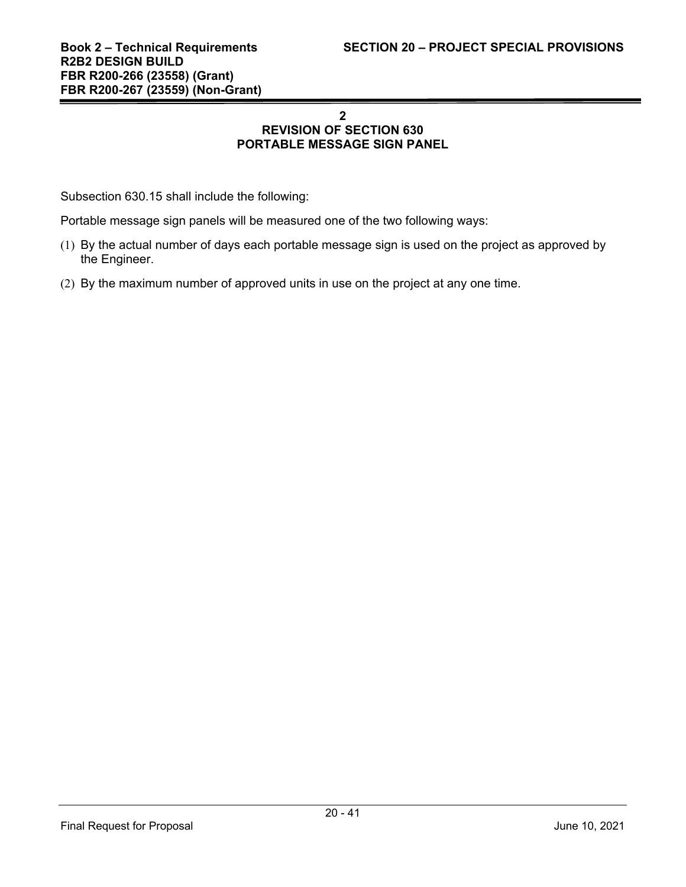## 2
## REVISION OF SECTION 630
## PORTABLE MESSAGE SIGN PANEL

Subsection 630.15 shall include the following:

Portable message sign panels will be measured one of the two following ways:

(1) By the actual number of days each portable message sign is used on the project as approved by the Engineer.

(2) By the maximum number of approved units in use on the project at any one time.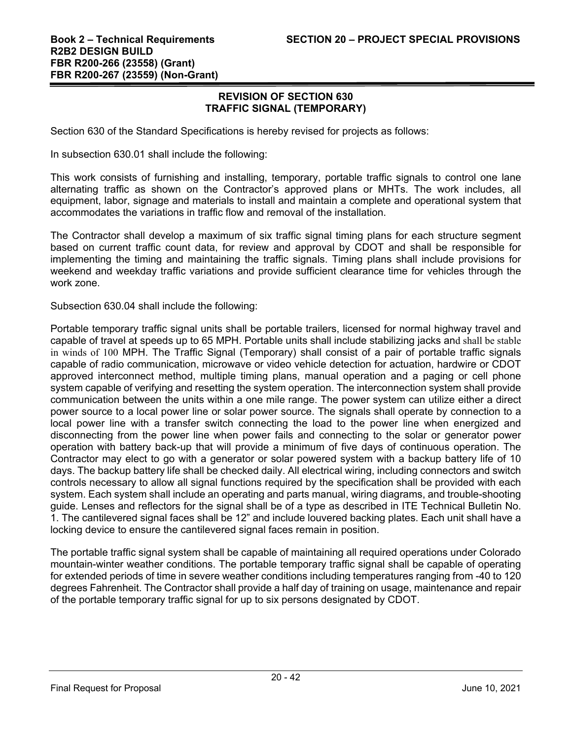## REVISION OF SECTION 630
## TRAFFIC SIGNAL (TEMPORARY)

Section 630 of the Standard Specifications is hereby revised for projects as follows:

In subsection 630.01 shall include the following:

This work consists of furnishing and installing, temporary, portable traffic signals to control one lane alternating traffic as shown on the Contractor's approved plans or MHTs. The work includes, all equipment, labor, signage and materials to install and maintain a complete and operational system that accommodates the variations in traffic flow and removal of the installation.

The Contractor shall develop a maximum of six traffic signal timing plans for each structure segment based on current traffic count data, for review and approval by CDOT and shall be responsible for implementing the timing and maintaining the traffic signals. Timing plans shall include provisions for weekend and weekday traffic variations and provide sufficient clearance time for vehicles through the work zone.

Subsection 630.04 shall include the following:

Portable temporary traffic signal units shall be portable trailers, licensed for normal highway travel and capable of travel at speeds up to 65 MPH. Portable units shall include stabilizing jacks and shall be stable in winds of 100 MPH. The Traffic Signal (Temporary) shall consist of a pair of portable traffic signals capable of radio communication, microwave or video vehicle detection for actuation, hardwire or CDOT approved interconnect method, multiple timing plans, manual operation and a paging or cell phone system capable of verifying and resetting the system operation. The interconnection system shall provide communication between the units within a one mile range. The power system can utilize either a direct power source to a local power line or solar power source. The signals shall operate by connection to a local power line with a transfer switch connecting the load to the power line when energized and disconnecting from the power line when power fails and connecting to the solar or generator power operation with battery back-up that will provide a minimum of five days of continuous operation. The Contractor may elect to go with a generator or solar powered system with a backup battery life of 10 days. The backup battery life shall be checked daily. All electrical wiring, including connectors and switch controls necessary to allow all signal functions required by the specification shall be provided with each system. Each system shall include an operating and parts manual, wiring diagrams, and trouble-shooting guide. Lenses and reflectors for the signal shall be of a type as described in ITE Technical Bulletin No. 1. The cantilevered signal faces shall be 12" and include louvered backing plates. Each unit shall have a locking device to ensure the cantilevered signal faces remain in position.

The portable traffic signal system shall be capable of maintaining all required operations under Colorado mountain-winter weather conditions. The portable temporary traffic signal shall be capable of operating for extended periods of time in severe weather conditions including temperatures ranging from -40 to 120 degrees Fahrenheit. The Contractor shall provide a half day of training on usage, maintenance and repair of the portable temporary traffic signal for up to six persons designated by CDOT.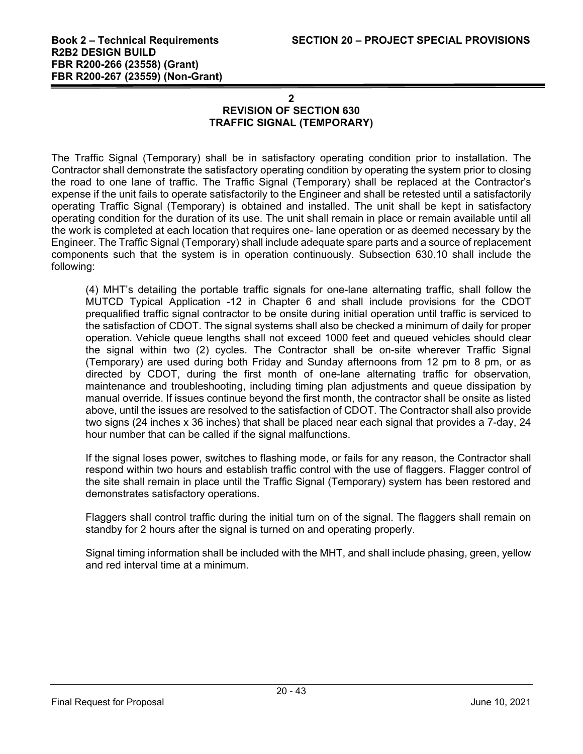## 2
## REVISION OF SECTION 630
## TRAFFIC SIGNAL (TEMPORARY)

The Traffic Signal (Temporary) shall be in satisfactory operating condition prior to installation. The Contractor shall demonstrate the satisfactory operating condition by operating the system prior to closing the road to one lane of traffic. The Traffic Signal (Temporary) shall be replaced at the Contractor's expense if the unit fails to operate satisfactorily to the Engineer and shall be retested until a satisfactorily operating Traffic Signal (Temporary) is obtained and installed. The unit shall be kept in satisfactory operating condition for the duration of its use. The unit shall remain in place or remain available until all the work is completed at each location that requires one- lane operation or as deemed necessary by the Engineer. The Traffic Signal (Temporary) shall include adequate spare parts and a source of replacement components such that the system is in operation continuously. Subsection 630.10 shall include the following:

(4) MHT's detailing the portable traffic signals for one-lane alternating traffic, shall follow the MUTCD Typical Application -12 in Chapter 6 and shall include provisions for the CDOT prequalified traffic signal contractor to be onsite during initial operation until traffic is serviced to the satisfaction of CDOT. The signal systems shall also be checked a minimum of daily for proper operation. Vehicle queue lengths shall not exceed 1000 feet and queued vehicles should clear the signal within two (2) cycles. The Contractor shall be on-site wherever Traffic Signal (Temporary) are used during both Friday and Sunday afternoons from 12 pm to 8 pm, or as directed by CDOT, during the first month of one-lane alternating traffic for observation, maintenance and troubleshooting, including timing plan adjustments and queue dissipation by manual override. If issues continue beyond the first month, the contractor shall be onsite as listed above, until the issues are resolved to the satisfaction of CDOT. The Contractor shall also provide two signs (24 inches x 36 inches) that shall be placed near each signal that provides a 7-day, 24 hour number that can be called if the signal malfunctions.

If the signal loses power, switches to flashing mode, or fails for any reason, the Contractor shall respond within two hours and establish traffic control with the use of flaggers. Flagger control of the site shall remain in place until the Traffic Signal (Temporary) system has been restored and demonstrates satisfactory operations.

Flaggers shall control traffic during the initial turn on of the signal. The flaggers shall remain on standby for 2 hours after the signal is turned on and operating properly.

Signal timing information shall be included with the MHT, and shall include phasing, green, yellow and red interval time at a minimum.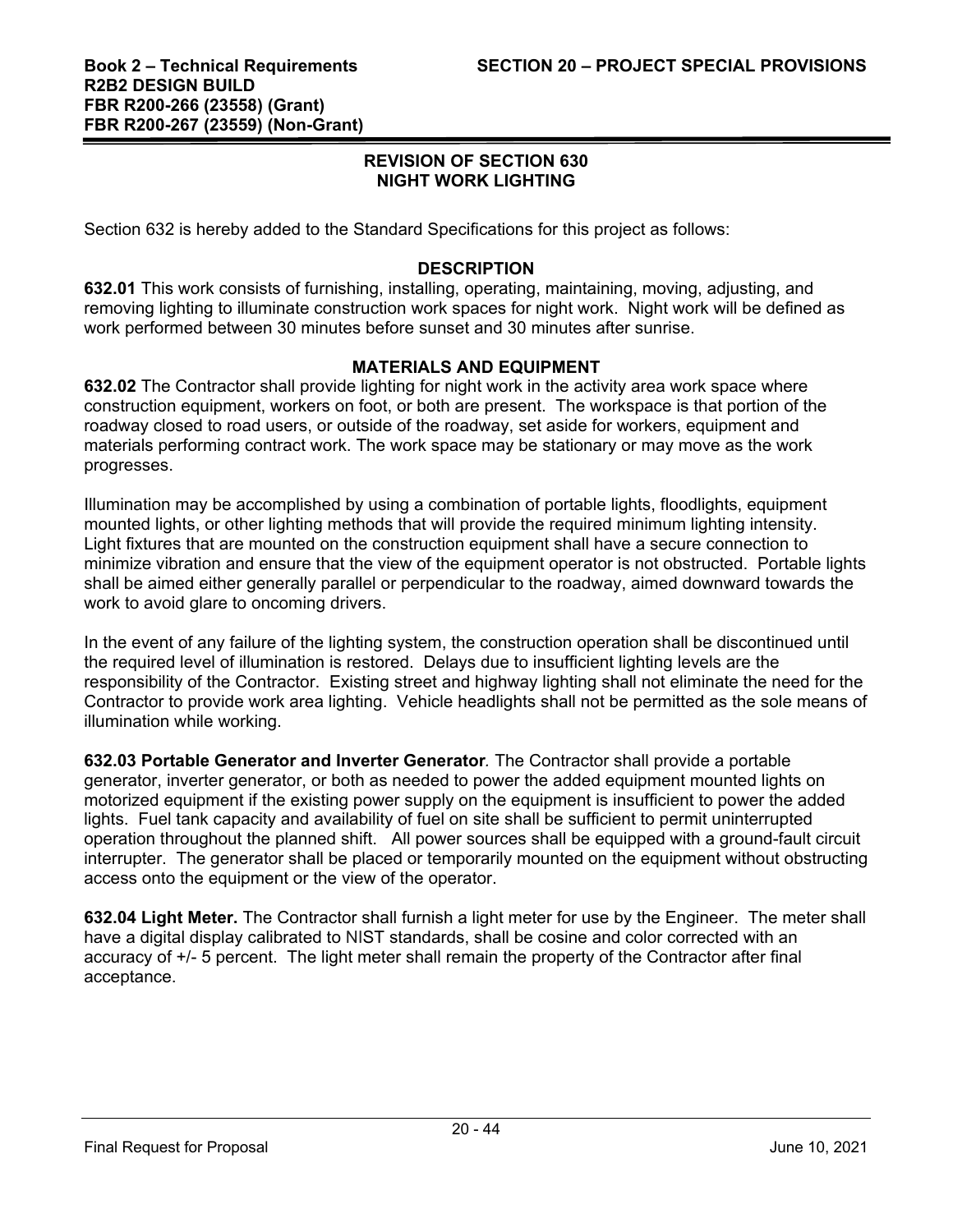## REVISION OF SECTION 630
## NIGHT WORK LIGHTING

Section 632 is hereby added to the Standard Specifications for this project as follows:

### DESCRIPTION

**632.01** This work consists of furnishing, installing, operating, maintaining, moving, adjusting, and removing lighting to illuminate construction work spaces for night work. Night work will be defined as work performed between 30 minutes before sunset and 30 minutes after sunrise.

### MATERIALS AND EQUIPMENT

**632.02** The Contractor shall provide lighting for night work in the activity area work space where construction equipment, workers on foot, or both are present. The workspace is that portion of the roadway closed to road users, or outside of the roadway, set aside for workers, equipment and materials performing contract work. The work space may be stationary or may move as the work progresses.

Illumination may be accomplished by using a combination of portable lights, floodlights, equipment mounted lights, or other lighting methods that will provide the required minimum lighting intensity. Light fixtures that are mounted on the construction equipment shall have a secure connection to minimize vibration and ensure that the view of the equipment operator is not obstructed. Portable lights shall be aimed either generally parallel or perpendicular to the roadway, aimed downward towards the work to avoid glare to oncoming drivers.

In the event of any failure of the lighting system, the construction operation shall be discontinued until the required level of illumination is restored. Delays due to insufficient lighting levels are the responsibility of the Contractor. Existing street and highway lighting shall not eliminate the need for the Contractor to provide work area lighting. Vehicle headlights shall not be permitted as the sole means of illumination while working.

**632.03 Portable Generator and Inverter Generator***.* The Contractor shall provide a portable generator, inverter generator, or both as needed to power the added equipment mounted lights on motorized equipment if the existing power supply on the equipment is insufficient to power the added lights. Fuel tank capacity and availability of fuel on site shall be sufficient to permit uninterrupted operation throughout the planned shift. All power sources shall be equipped with a ground-fault circuit interrupter. The generator shall be placed or temporarily mounted on the equipment without obstructing access onto the equipment or the view of the operator.

**632.04 Light Meter.** The Contractor shall furnish a light meter for use by the Engineer. The meter shall have a digital display calibrated to NIST standards, shall be cosine and color corrected with an accuracy of +/- 5 percent. The light meter shall remain the property of the Contractor after final acceptance.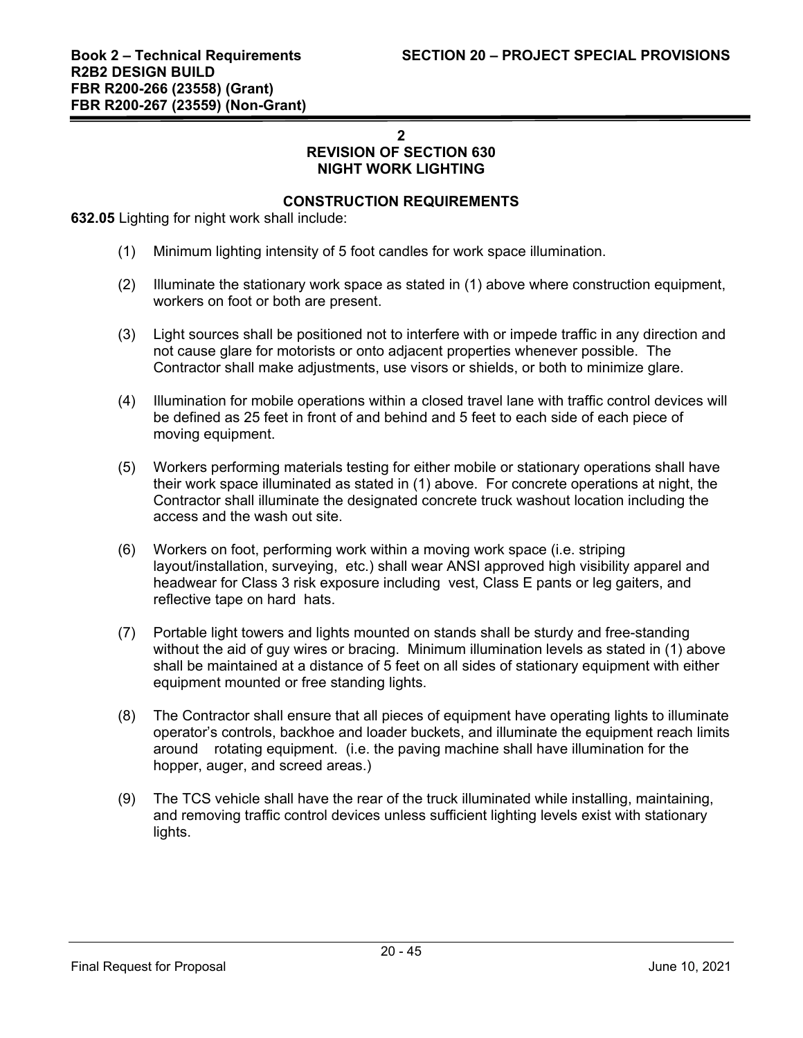## 2
## REVISION OF SECTION 630
## NIGHT WORK LIGHTING

### CONSTRUCTION REQUIREMENTS

**632.05** Lighting for night work shall include:

(1) Minimum lighting intensity of 5 foot candles for work space illumination.

(2) Illuminate the stationary work space as stated in (1) above where construction equipment, workers on foot or both are present.

(3) Light sources shall be positioned not to interfere with or impede traffic in any direction and not cause glare for motorists or onto adjacent properties whenever possible. The Contractor shall make adjustments, use visors or shields, or both to minimize glare.

(4) Illumination for mobile operations within a closed travel lane with traffic control devices will be defined as 25 feet in front of and behind and 5 feet to each side of each piece of moving equipment.

(5) Workers performing materials testing for either mobile or stationary operations shall have their work space illuminated as stated in (1) above. For concrete operations at night, the Contractor shall illuminate the designated concrete truck washout location including the access and the wash out site.

(6) Workers on foot, performing work within a moving work space (i.e. striping layout/installation, surveying, etc.) shall wear ANSI approved high visibility apparel and headwear for Class 3 risk exposure including vest, Class E pants or leg gaiters, and reflective tape on hard hats.

(7) Portable light towers and lights mounted on stands shall be sturdy and free-standing without the aid of guy wires or bracing. Minimum illumination levels as stated in (1) above shall be maintained at a distance of 5 feet on all sides of stationary equipment with either equipment mounted or free standing lights.

(8) The Contractor shall ensure that all pieces of equipment have operating lights to illuminate operator's controls, backhoe and loader buckets, and illuminate the equipment reach limits around rotating equipment. (i.e. the paving machine shall have illumination for the hopper, auger, and screed areas.)

(9) The TCS vehicle shall have the rear of the truck illuminated while installing, maintaining, and removing traffic control devices unless sufficient lighting levels exist with stationary lights.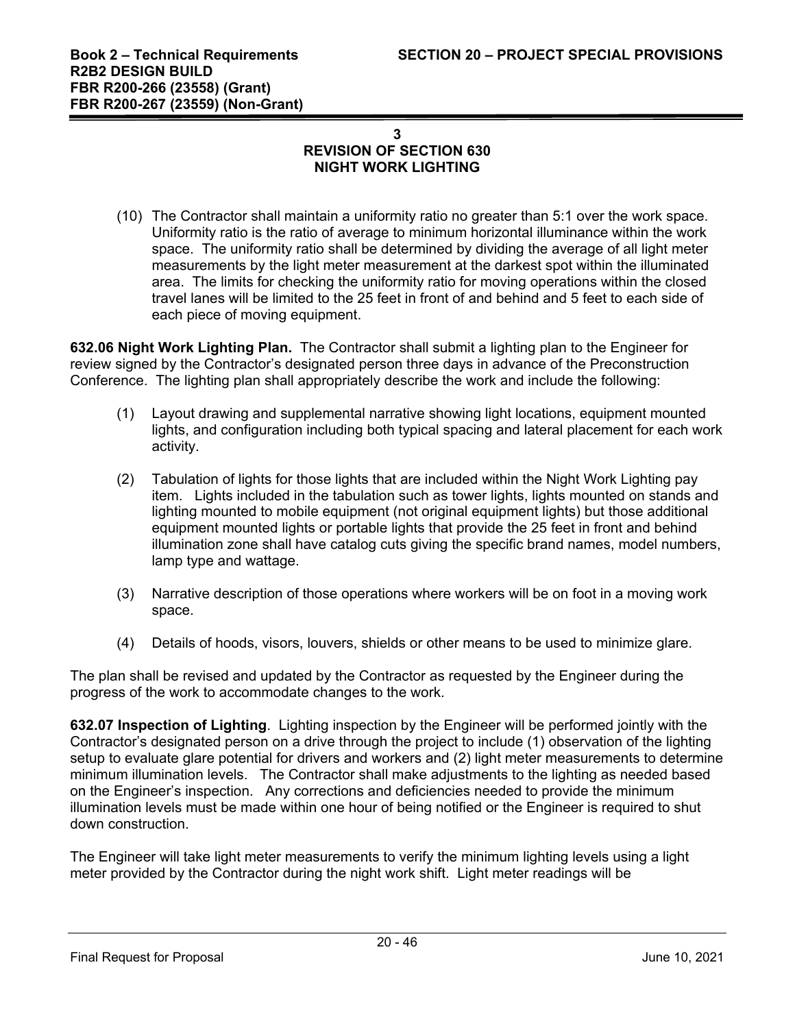**3**
**REVISION OF SECTION 630**
**NIGHT WORK LIGHTING**

(10) The Contractor shall maintain a uniformity ratio no greater than 5:1 over the work space. Uniformity ratio is the ratio of average to minimum horizontal illuminance within the work space. The uniformity ratio shall be determined by dividing the average of all light meter measurements by the light meter measurement at the darkest spot within the illuminated area. The limits for checking the uniformity ratio for moving operations within the closed travel lanes will be limited to the 25 feet in front of and behind and 5 feet to each side of each piece of moving equipment.

**632.06 Night Work Lighting Plan.** The Contractor shall submit a lighting plan to the Engineer for review signed by the Contractor's designated person three days in advance of the Preconstruction Conference. The lighting plan shall appropriately describe the work and include the following:

(1) Layout drawing and supplemental narrative showing light locations, equipment mounted lights, and configuration including both typical spacing and lateral placement for each work activity.

(2) Tabulation of lights for those lights that are included within the Night Work Lighting pay item. Lights included in the tabulation such as tower lights, lights mounted on stands and lighting mounted to mobile equipment (not original equipment lights) but those additional equipment mounted lights or portable lights that provide the 25 feet in front and behind illumination zone shall have catalog cuts giving the specific brand names, model numbers, lamp type and wattage.

(3) Narrative description of those operations where workers will be on foot in a moving work space.

(4) Details of hoods, visors, louvers, shields or other means to be used to minimize glare.

The plan shall be revised and updated by the Contractor as requested by the Engineer during the progress of the work to accommodate changes to the work.

**632.07 Inspection of Lighting**. Lighting inspection by the Engineer will be performed jointly with the Contractor's designated person on a drive through the project to include (1) observation of the lighting setup to evaluate glare potential for drivers and workers and (2) light meter measurements to determine minimum illumination levels. The Contractor shall make adjustments to the lighting as needed based on the Engineer's inspection. Any corrections and deficiencies needed to provide the minimum illumination levels must be made within one hour of being notified or the Engineer is required to shut down construction.

The Engineer will take light meter measurements to verify the minimum lighting levels using a light meter provided by the Contractor during the night work shift. Light meter readings will be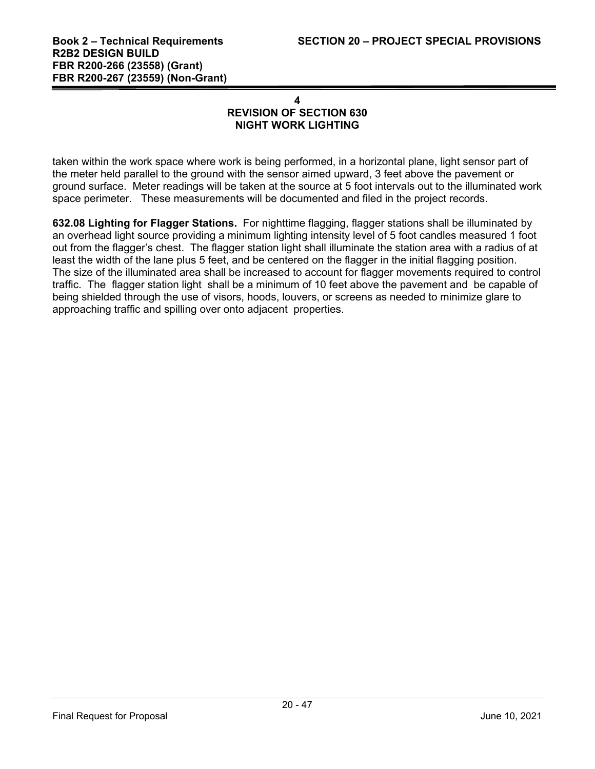**4**
**REVISION OF SECTION 630**
**NIGHT WORK LIGHTING**

taken within the work space where work is being performed, in a horizontal plane, light sensor part of the meter held parallel to the ground with the sensor aimed upward, 3 feet above the pavement or ground surface. Meter readings will be taken at the source at 5 foot intervals out to the illuminated work space perimeter. These measurements will be documented and filed in the project records.

**632.08 Lighting for Flagger Stations.** For nighttime flagging, flagger stations shall be illuminated by an overhead light source providing a minimum lighting intensity level of 5 foot candles measured 1 foot out from the flagger's chest. The flagger station light shall illuminate the station area with a radius of at least the width of the lane plus 5 feet, and be centered on the flagger in the initial flagging position. The size of the illuminated area shall be increased to account for flagger movements required to control traffic. The flagger station light shall be a minimum of 10 feet above the pavement and be capable of being shielded through the use of visors, hoods, louvers, or screens as needed to minimize glare to approaching traffic and spilling over onto adjacent properties.